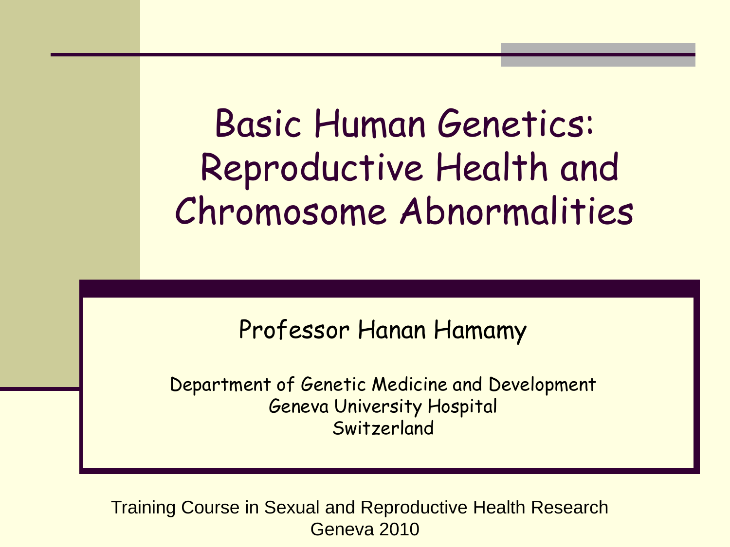# Basic Human Genetics: Reproductive Health and Chromosome Abnormalities

Professor Hanan Hamamy

Department of Genetic Medicine and Development
Geneva University Hospital
Switzerland

Training Course in Sexual and Reproductive Health Research
Geneva 2010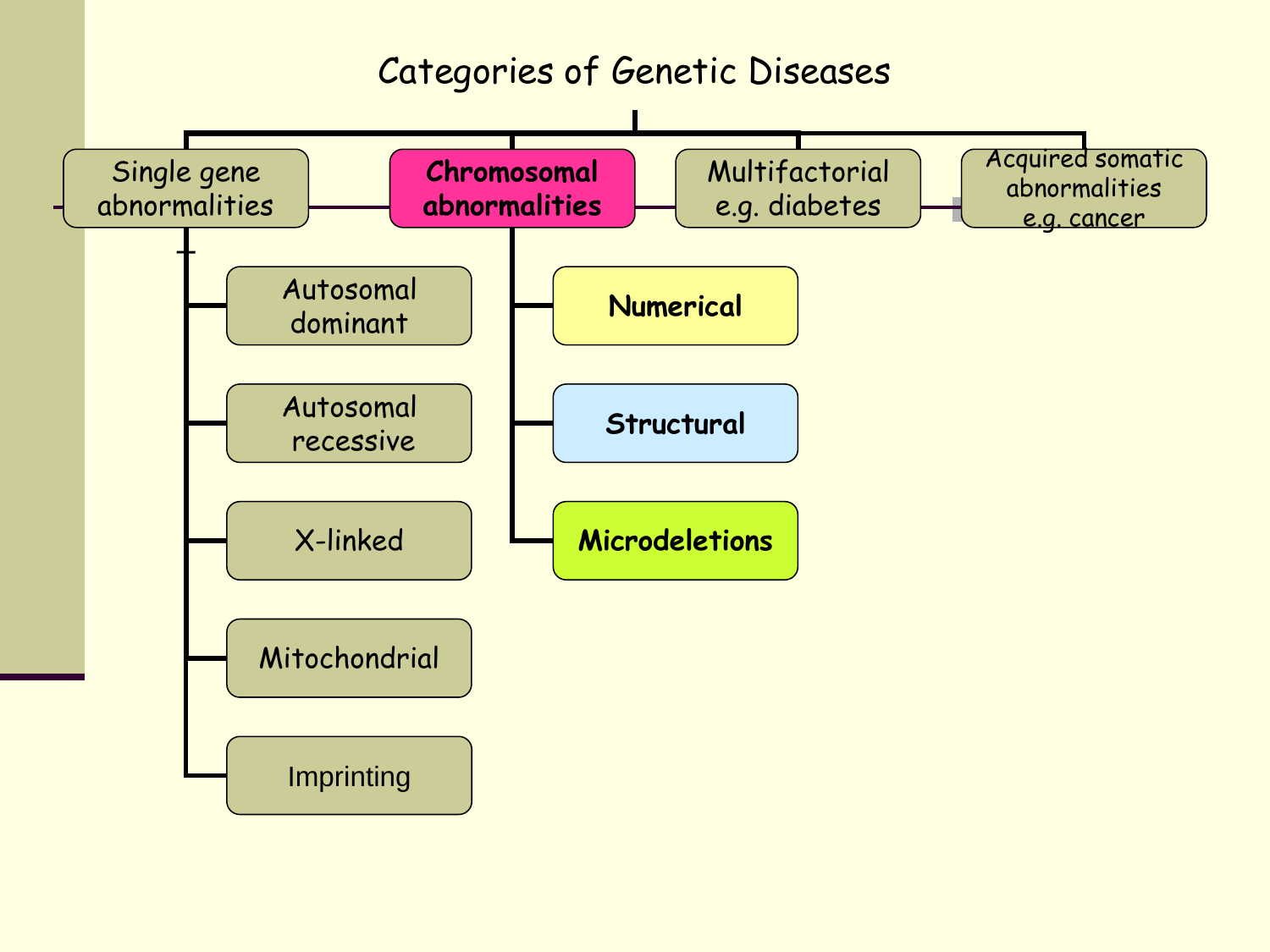# Categories of Genetic Diseases

- Single gene abnormalities
  - Autosomal dominant
  - Autosomal recessive
  - X-linked
  - Mitochondrial
  - Imprinting
- **Chromosomal abnormalities**
  - **Numerical**
  - **Structural**
  - **Microdeletions**
- Multifactorial e.g. diabetes
- Acquired somatic abnormalities e.g. cancer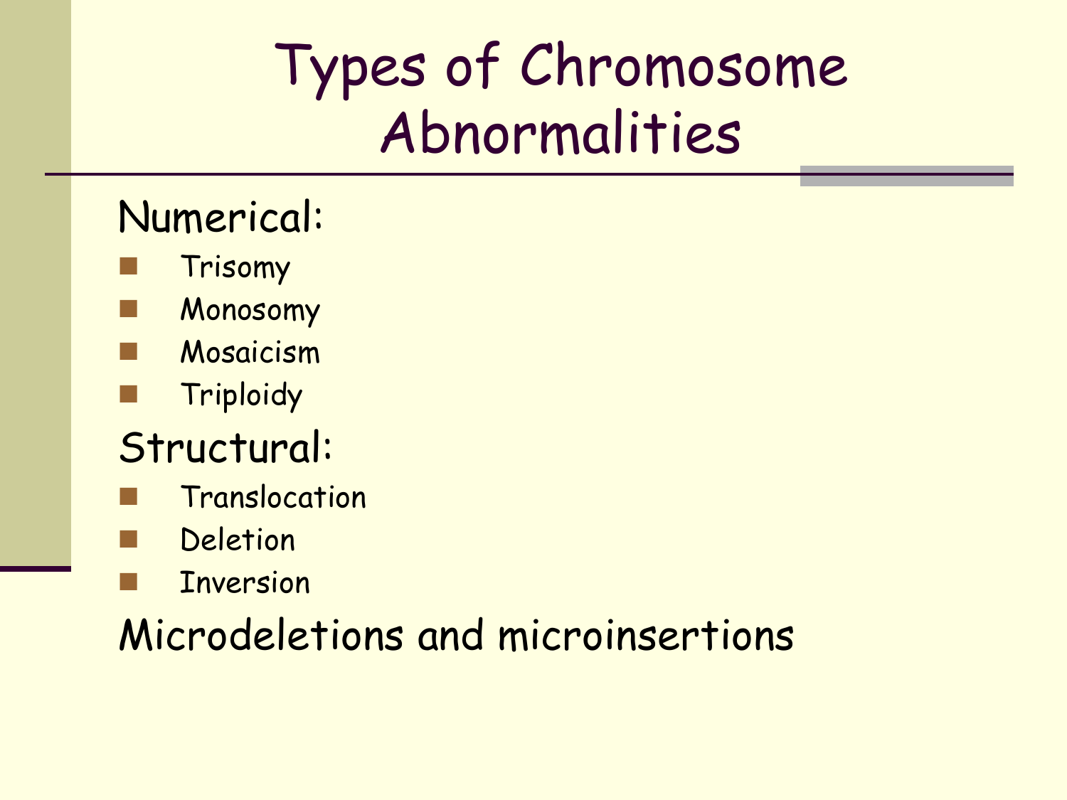# Types of Chromosome Abnormalities

Numerical:

- Trisomy
- Monosomy
- Mosaicism
- Triploidy

Structural:

- Translocation
- Deletion
- Inversion

Microdeletions and microinsertions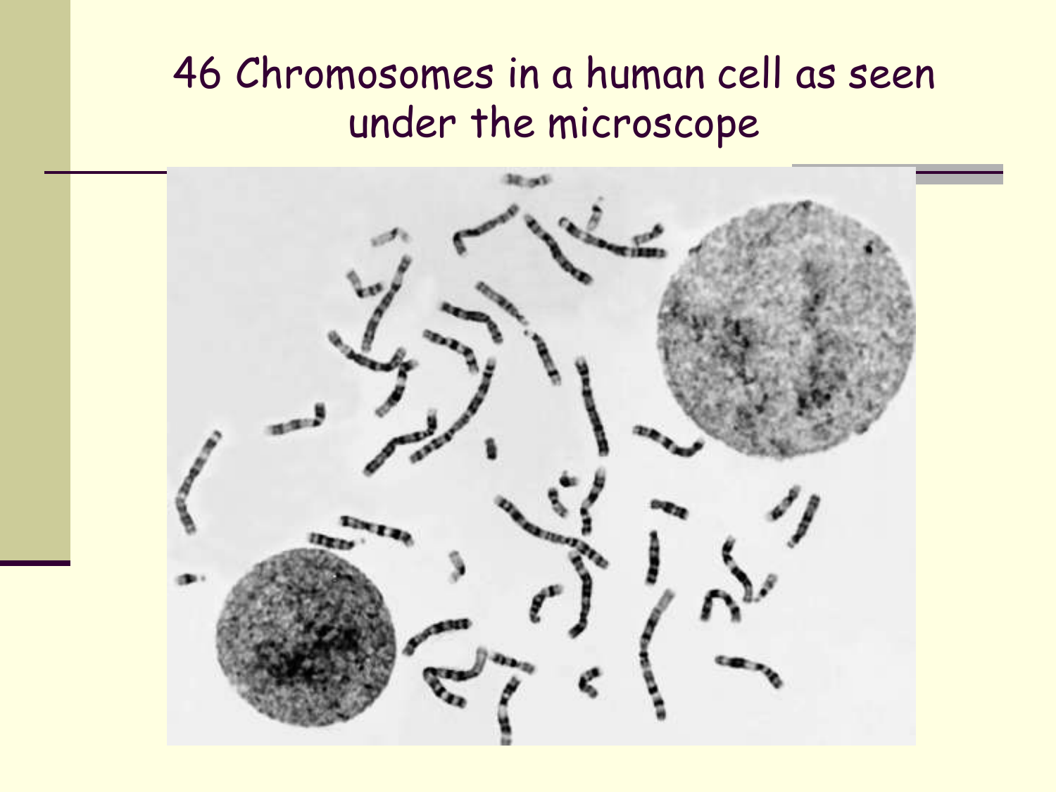# 46 Chromosomes in a human cell as seen under the microscope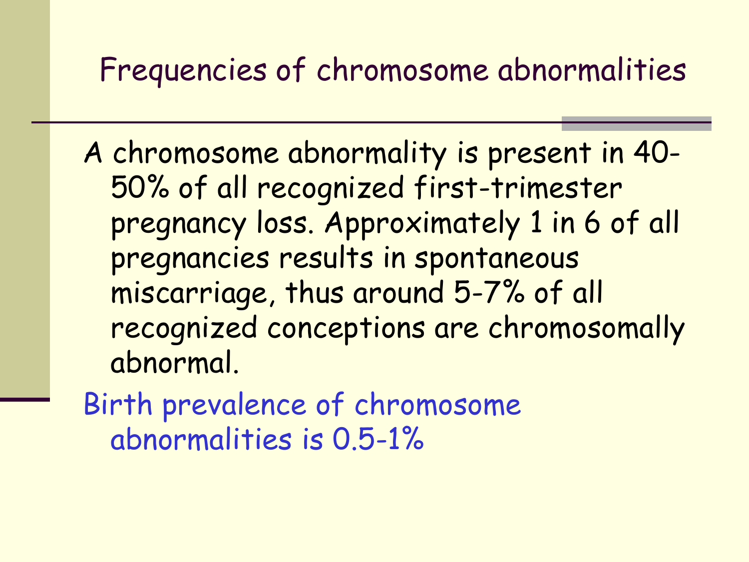# Frequencies of chromosome abnormalities

A chromosome abnormality is present in 40-50% of all recognized first-trimester pregnancy loss. Approximately 1 in 6 of all pregnancies results in spontaneous miscarriage, thus around 5-7% of all recognized conceptions are chromosomally abnormal.

Birth prevalence of chromosome abnormalities is 0.5-1%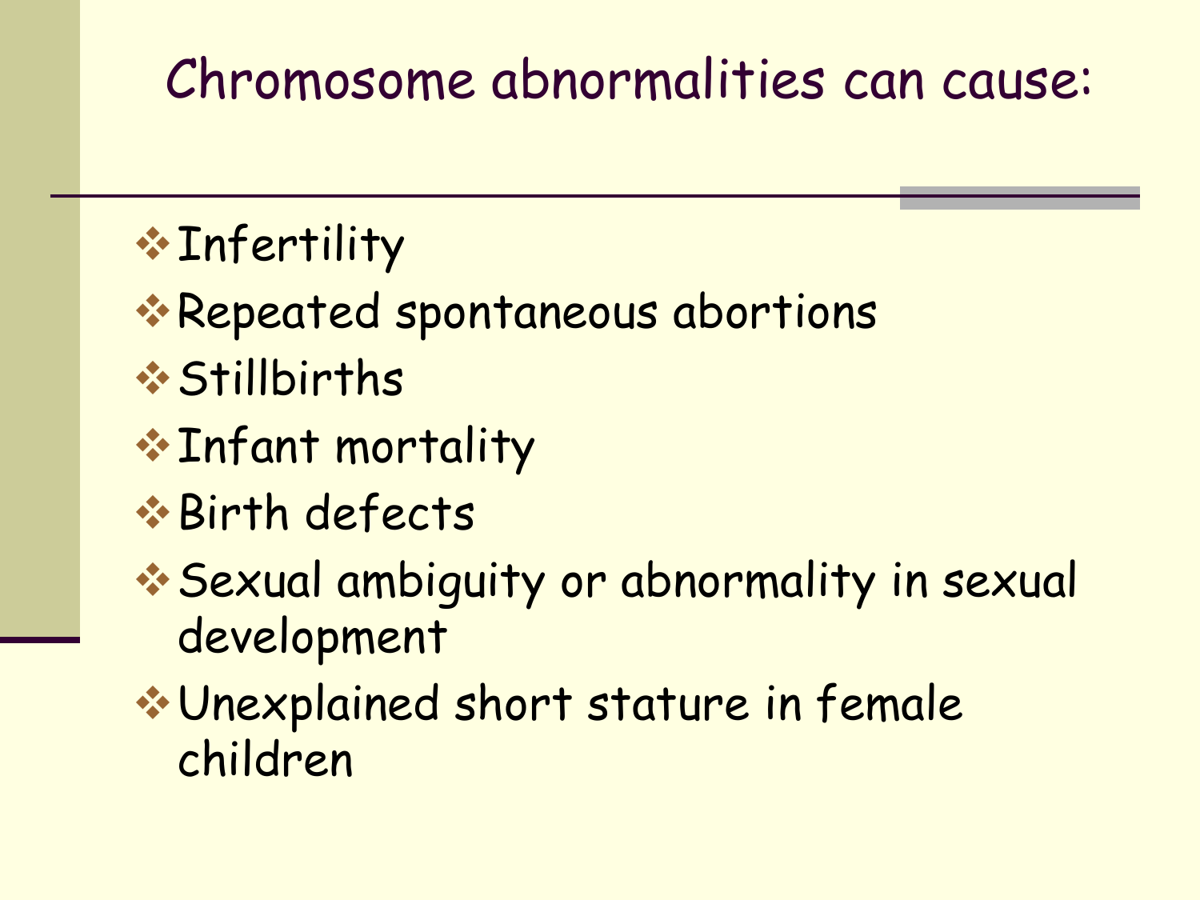# Chromosome abnormalities can cause:

- Infertility
- Repeated spontaneous abortions
- Stillbirths
- Infant mortality
- Birth defects
- Sexual ambiguity or abnormality in sexual development
- Unexplained short stature in female children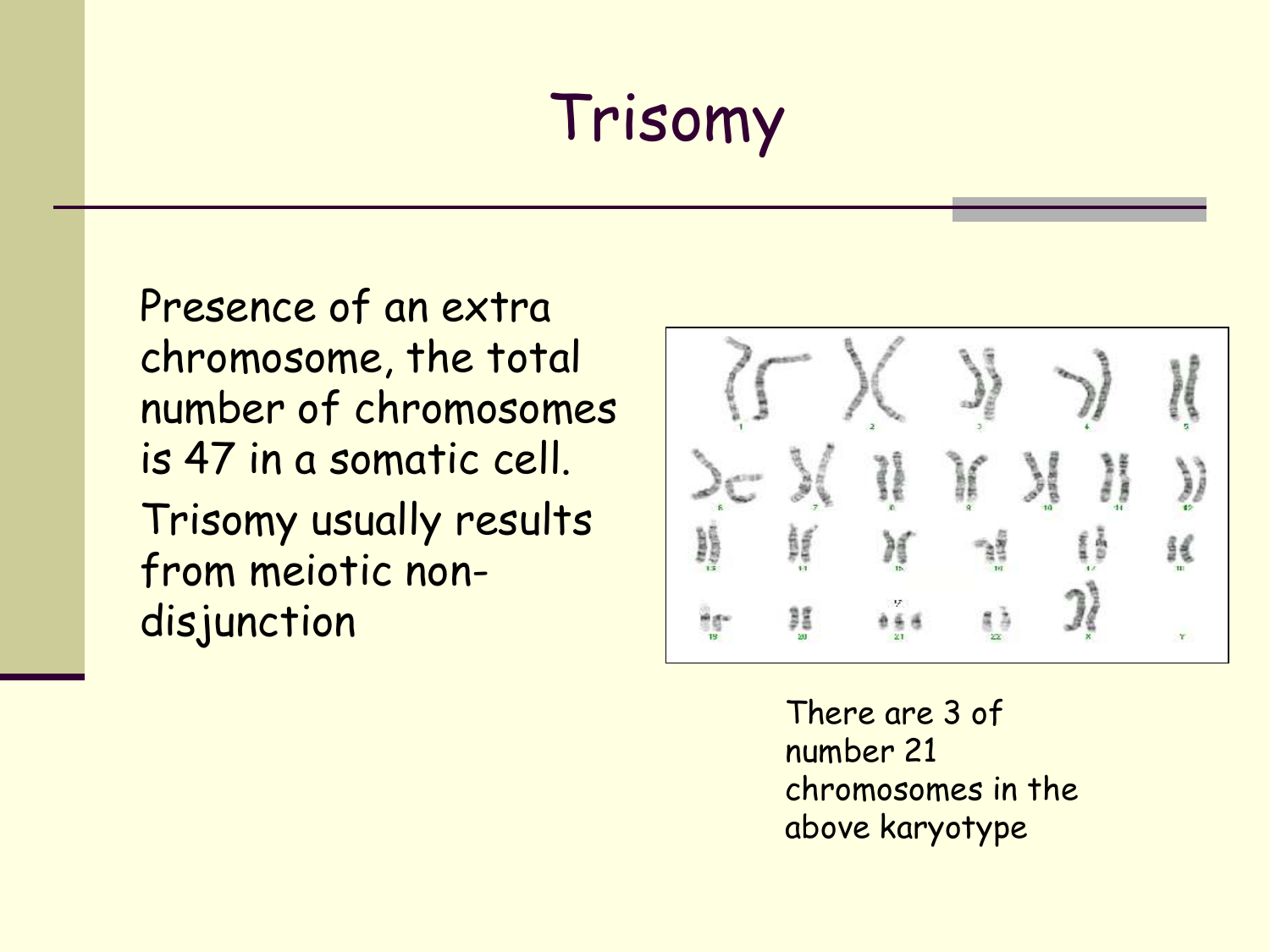# Trisomy

Presence of an extra chromosome, the total number of chromosomes is 47 in a somatic cell.

Trisomy usually results from meiotic non-disjunction

There are 3 of number 21 chromosomes in the above karyotype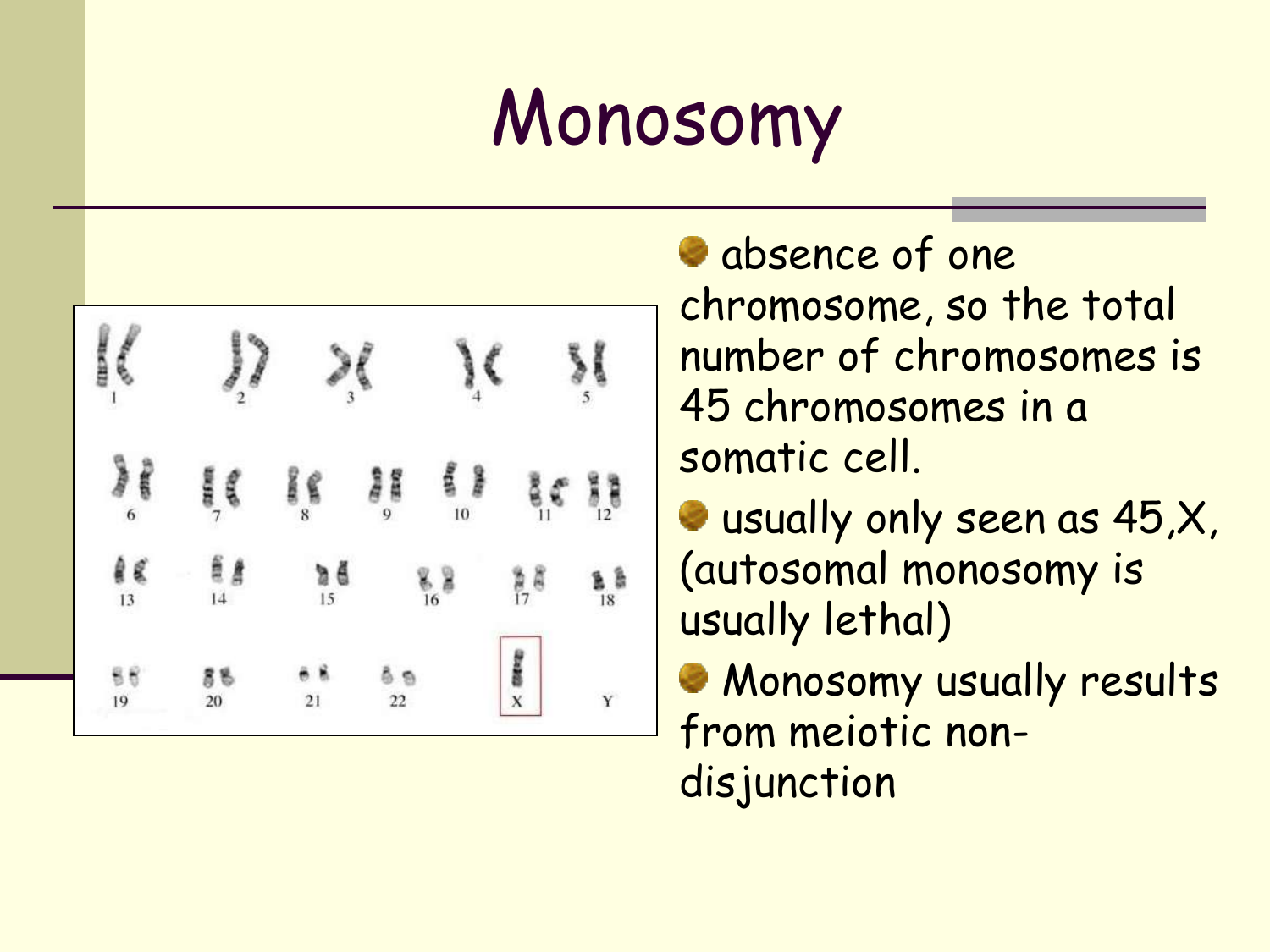# Monosomy

- absence of one chromosome, so the total number of chromosomes is 45 chromosomes in a somatic cell.
- usually only seen as 45,X, (autosomal monosomy is usually lethal)
- Monosomy usually results from meiotic non-disjunction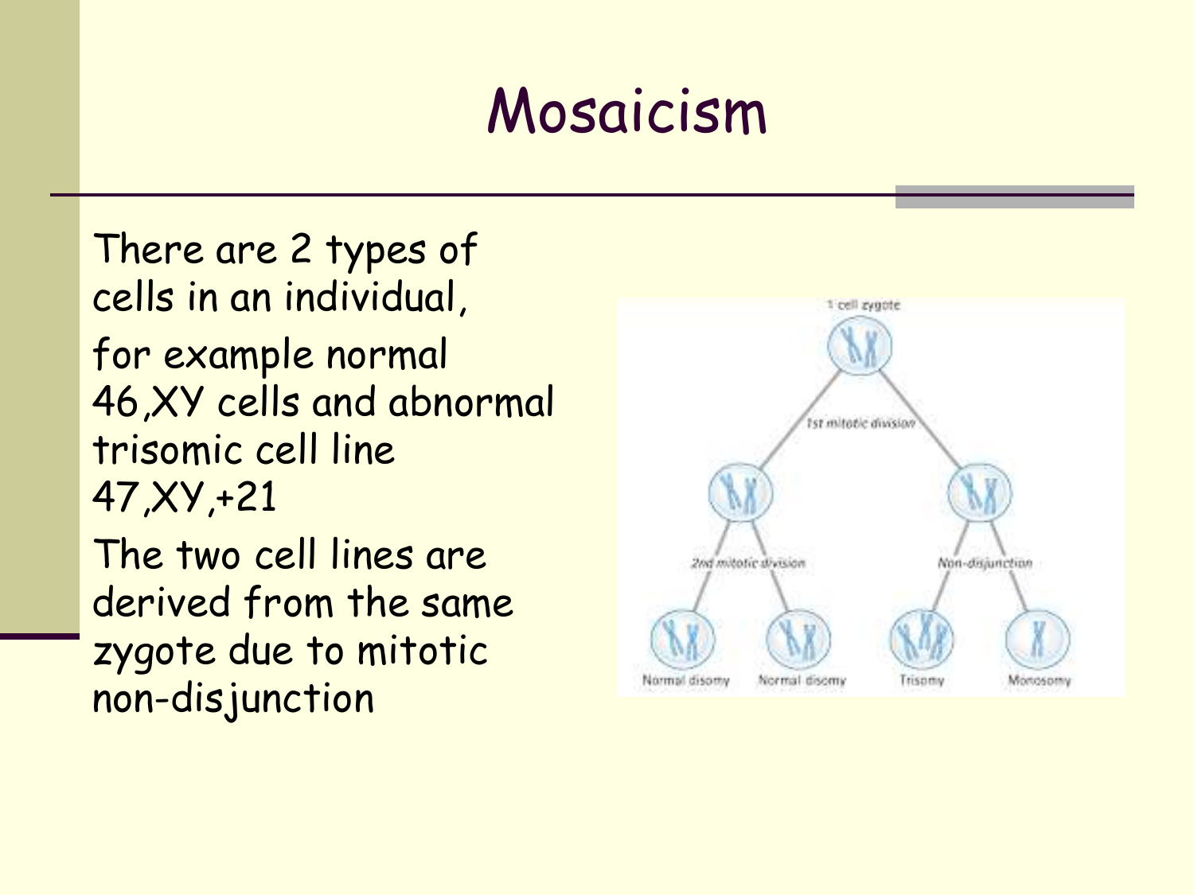# Mosaicism

There are 2 types of cells in an individual,

for example normal 46,XY cells and abnormal trisomic cell line 47,XY,+21

The two cell lines are derived from the same zygote due to mitotic non-disjunction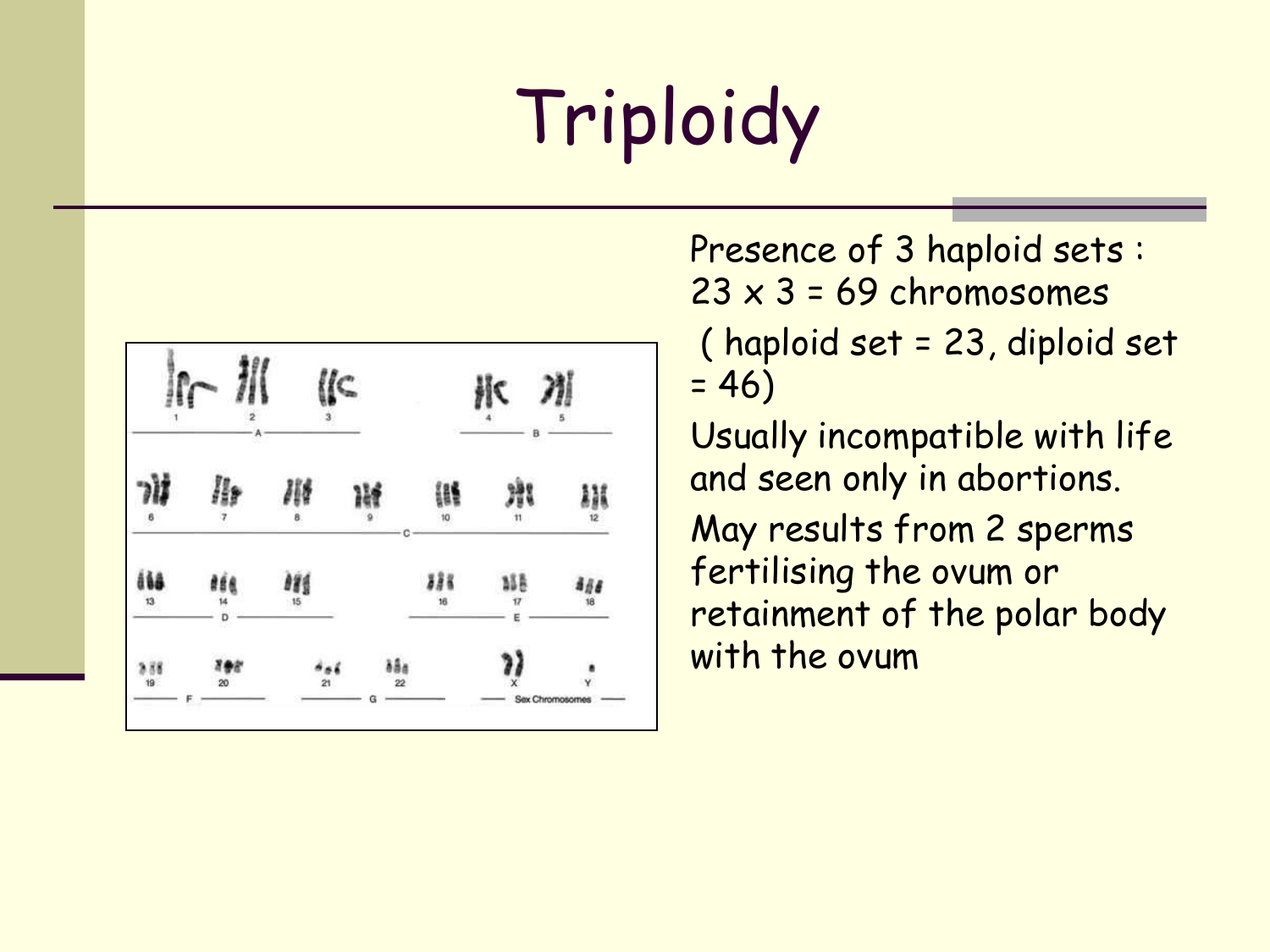# Triploidy

Presence of 3 haploid sets : 23 x 3 = 69 chromosomes

( haploid set = 23, diploid set = 46)

Usually incompatible with life and seen only in abortions.

May results from 2 sperms fertilising the ovum or retainment of the polar body with the ovum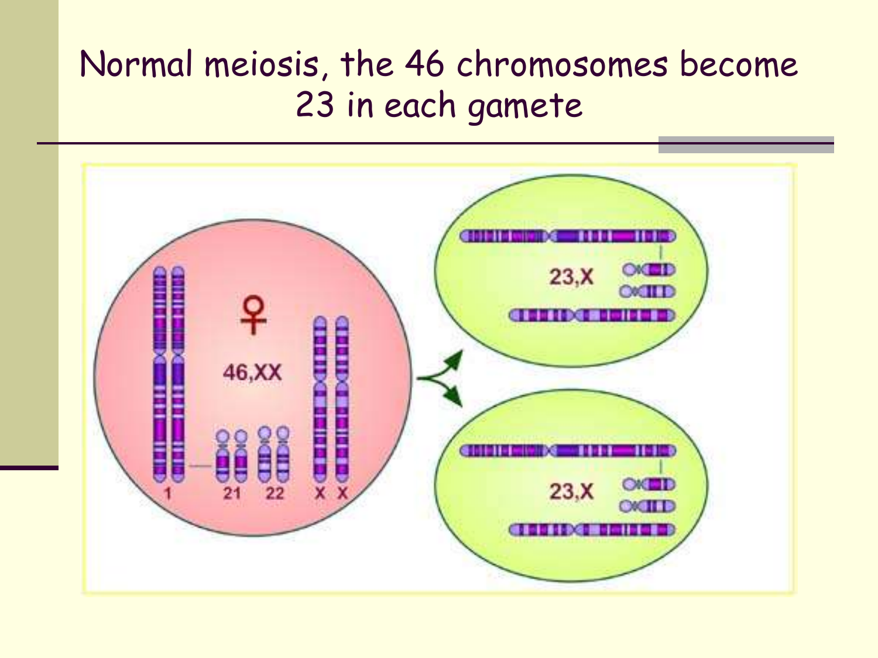# Normal meiosis, the 46 chromosomes become 23 in each gamete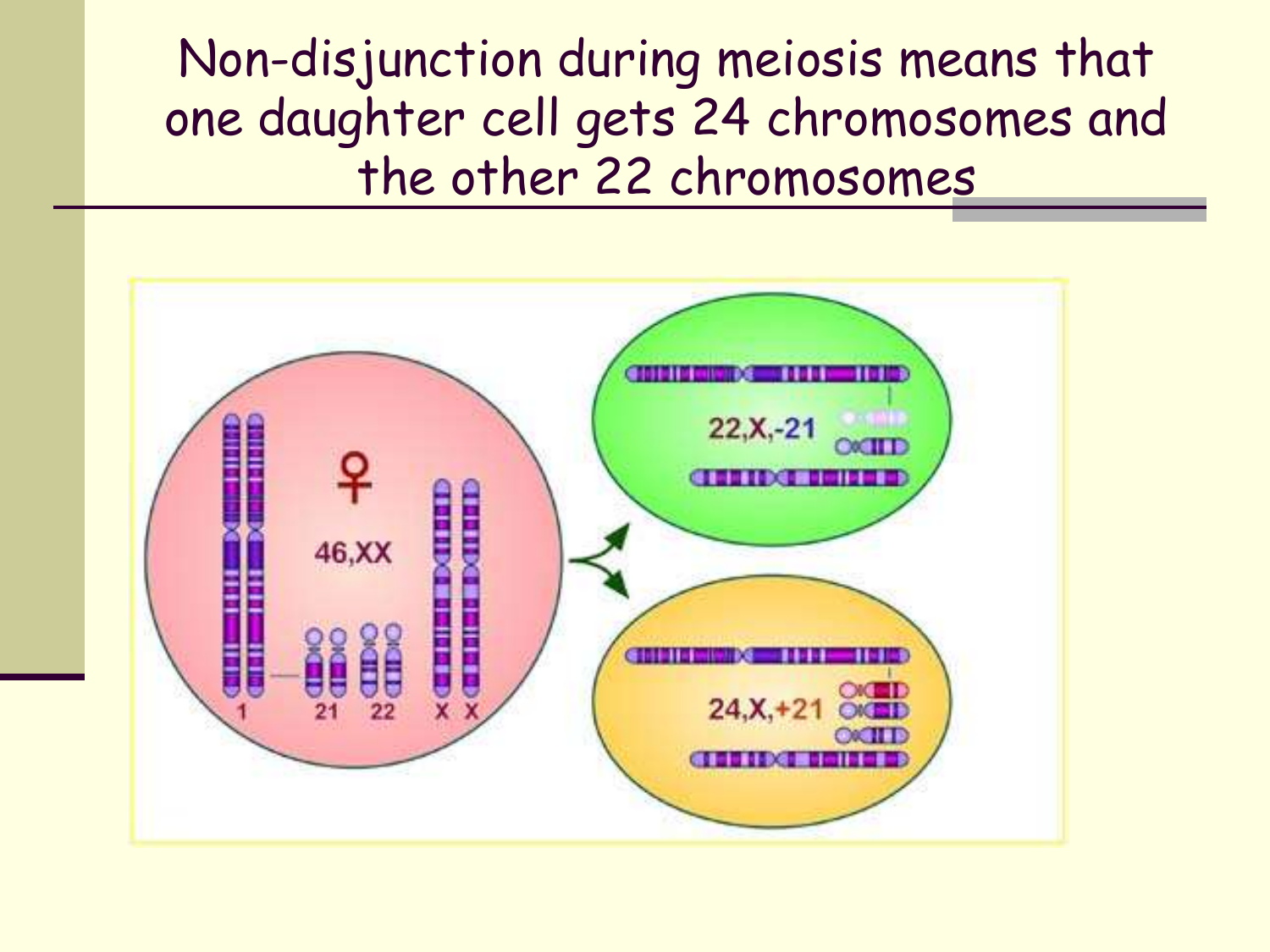# Non-disjunction during meiosis means that one daughter cell gets 24 chromosomes and the other 22 chromosomes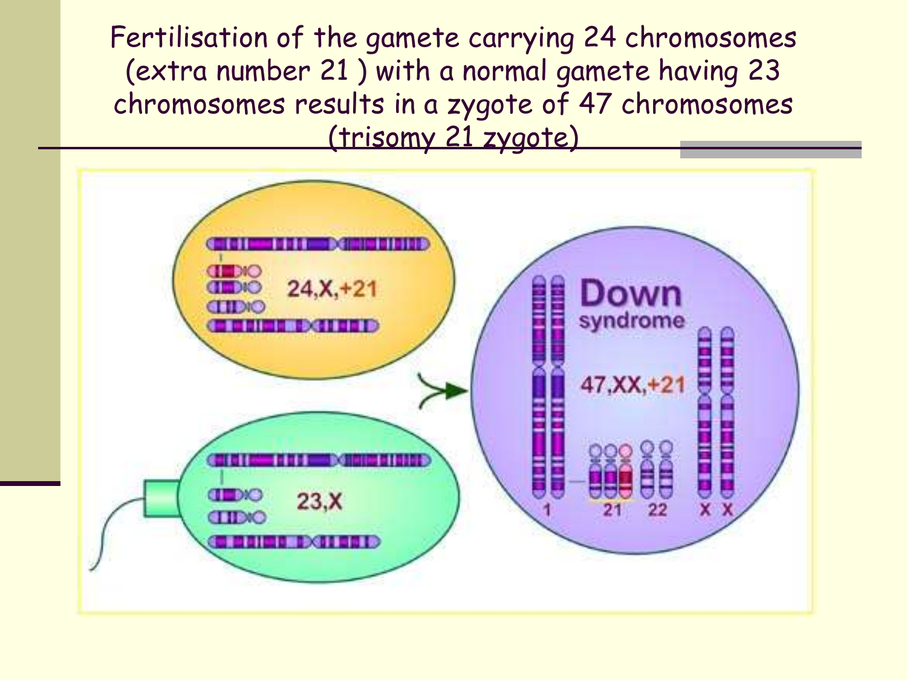Fertilisation of the gamete carrying 24 chromosomes (extra number 21 ) with a normal gamete having 23 chromosomes results in a zygote of 47 chromosomes (trisomy 21 zygote)

24,X,+21

23,X

Down syndrome

47,XX,+21

1 21 22 X X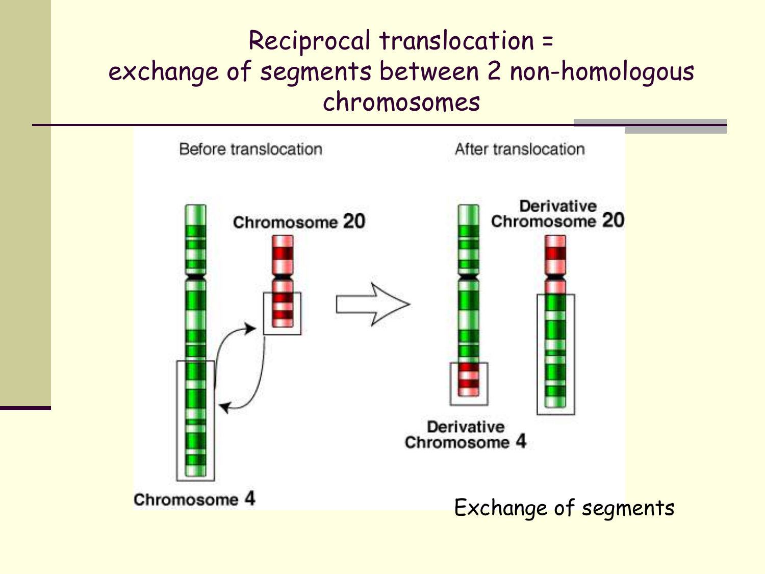# Reciprocal translocation = exchange of segments between 2 non-homologous chromosomes

Before translocation

Chromosome 20

Chromosome 4

After translocation

Derivative Chromosome 20

Derivative Chromosome 4

Exchange of segments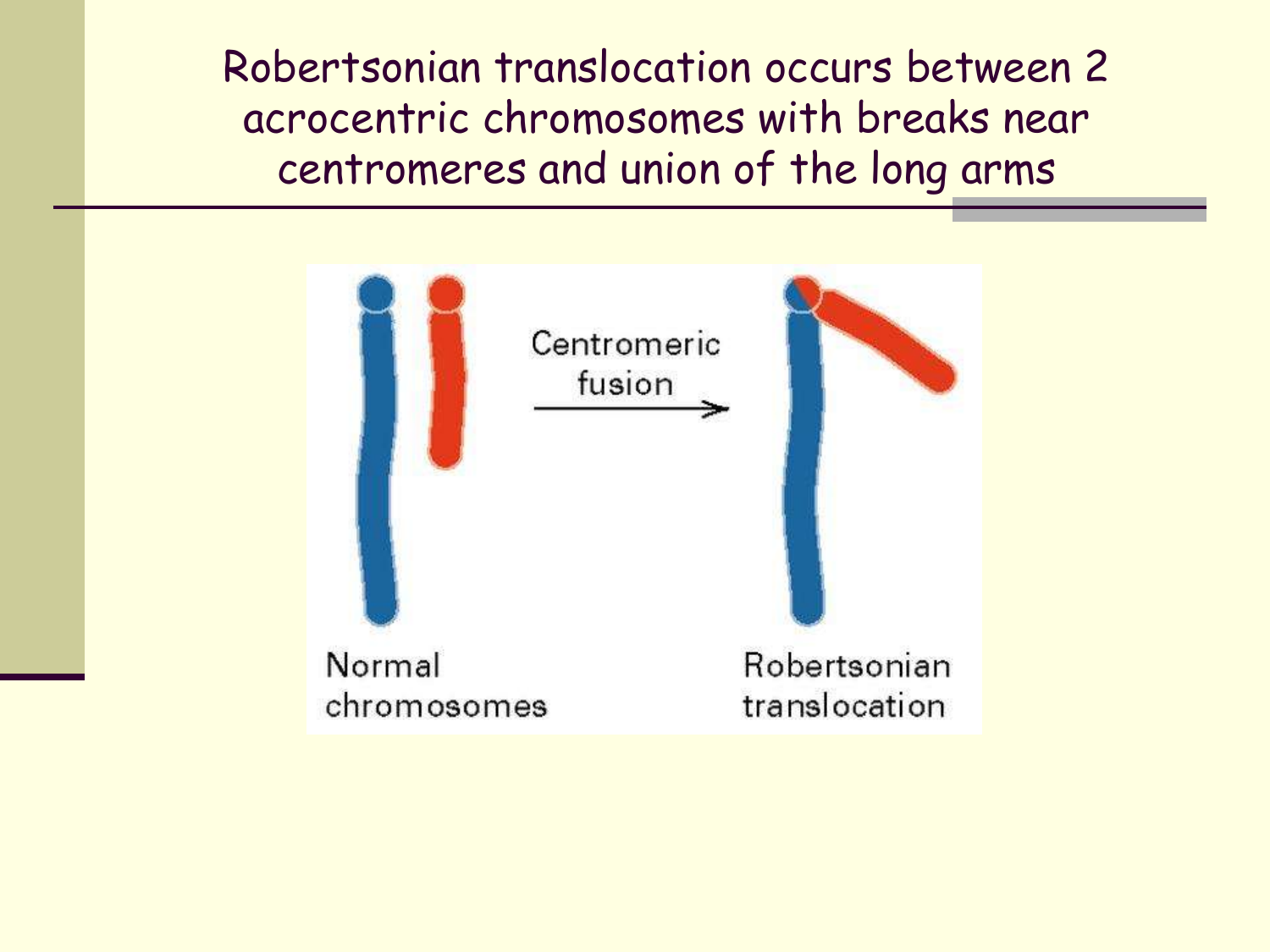# Robertsonian translocation occurs between 2 acrocentric chromosomes with breaks near centromeres and union of the long arms

Centromeric fusion

Normal chromosomes

Robertsonian translocation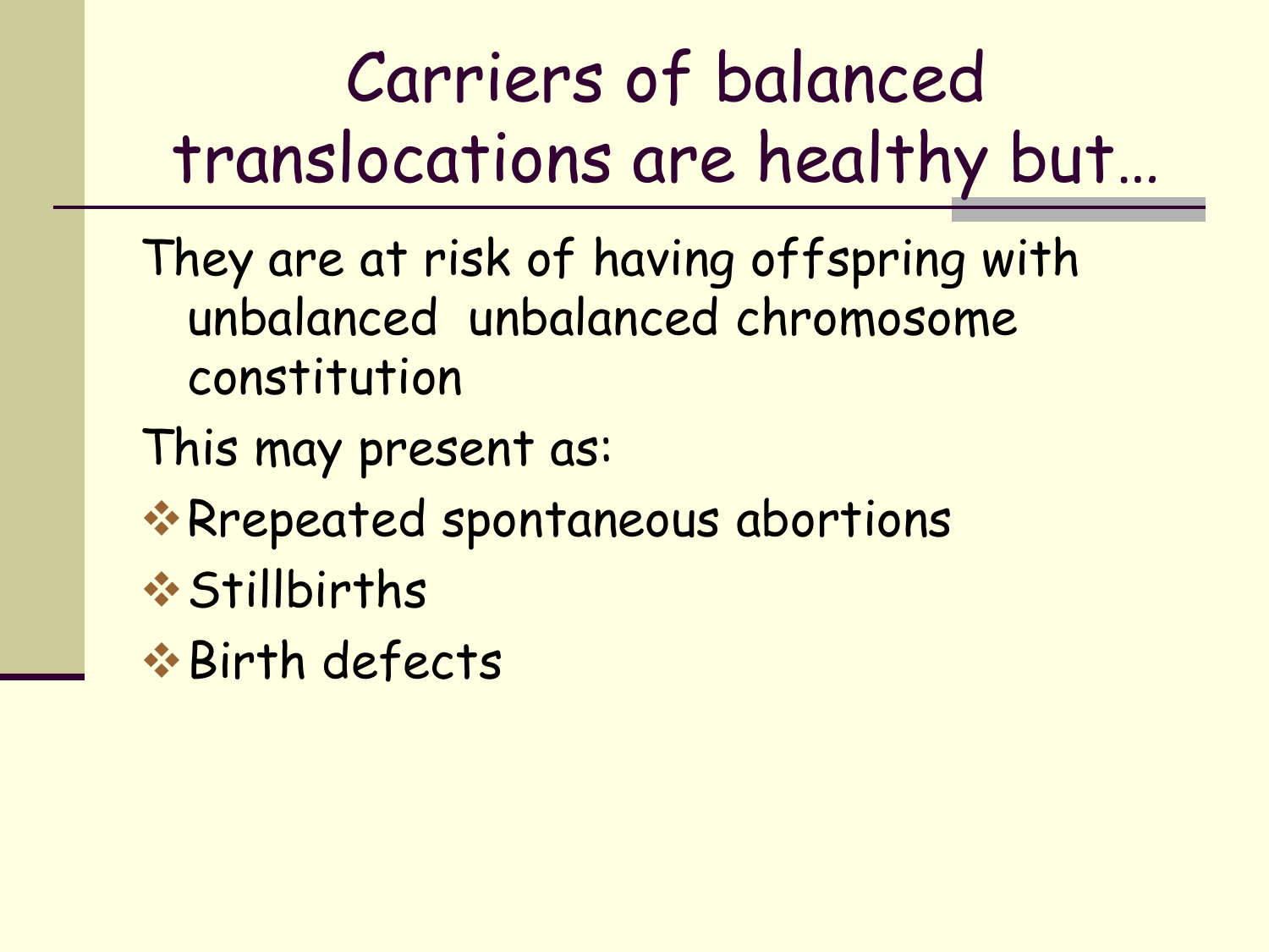# Carriers of balanced translocations are healthy but…

They are at risk of having offspring with unbalanced unbalanced chromosome constitution

This may present as:

- Rrepeated spontaneous abortions
- Stillbirths
- Birth defects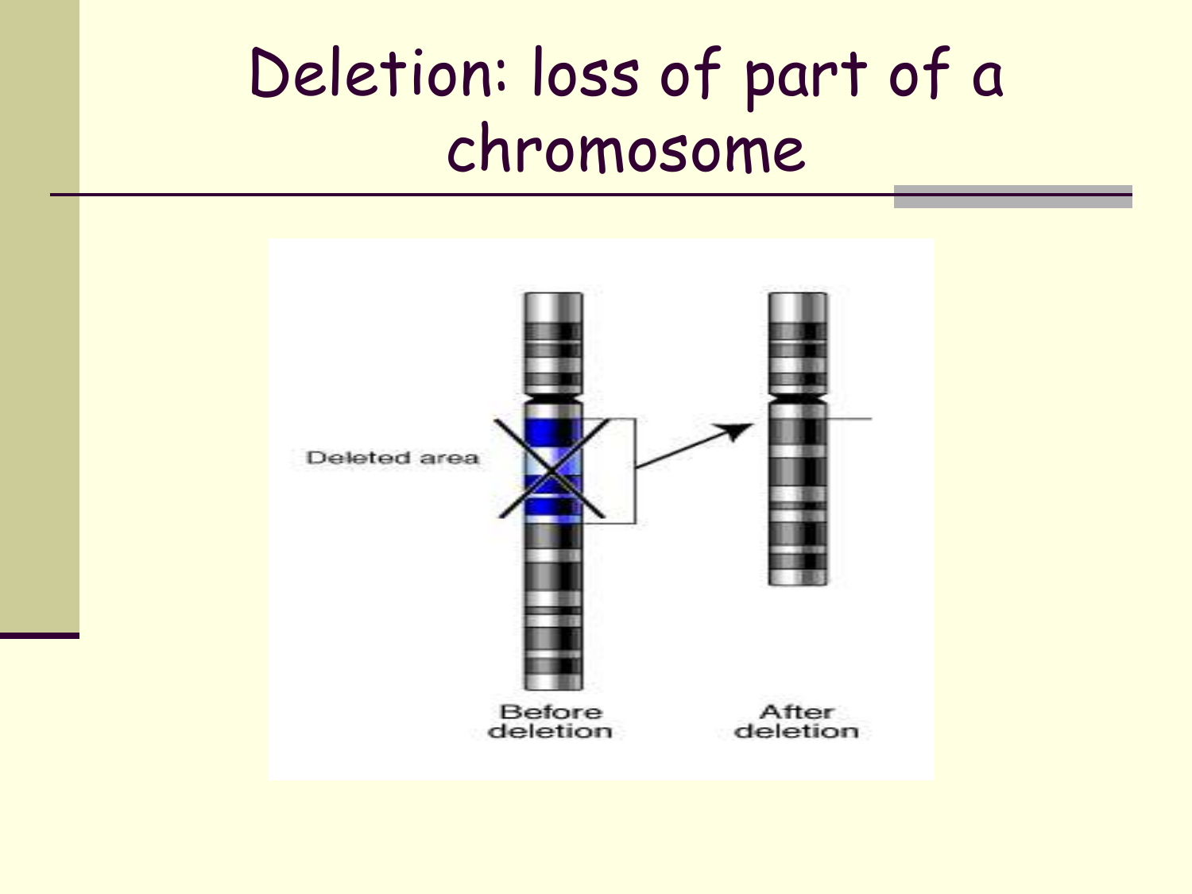# Deletion: loss of part of a chromosome

Deleted area

Before deletion

After deletion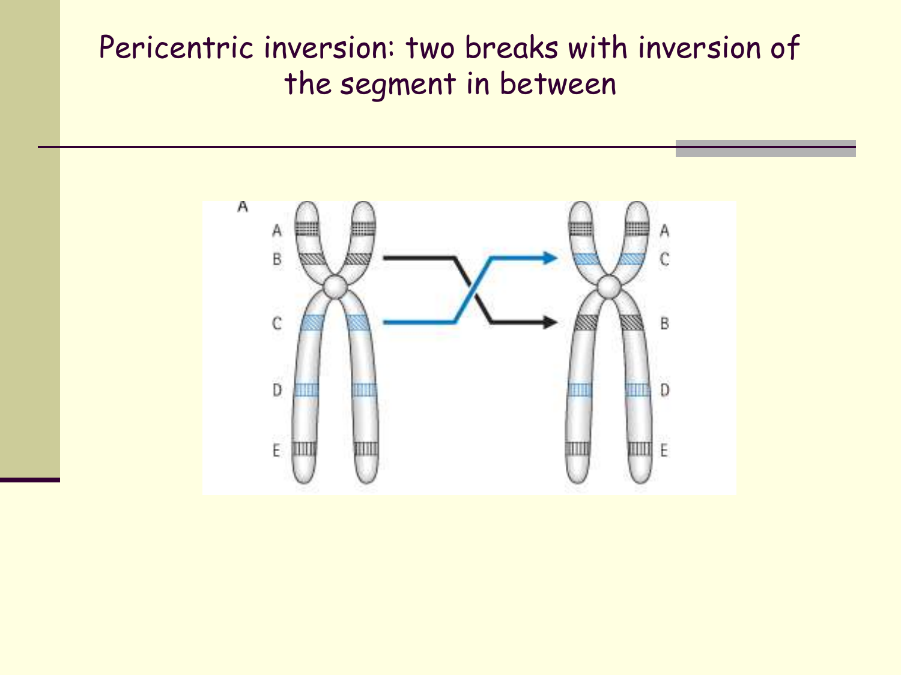# Pericentric inversion: two breaks with inversion of the segment in between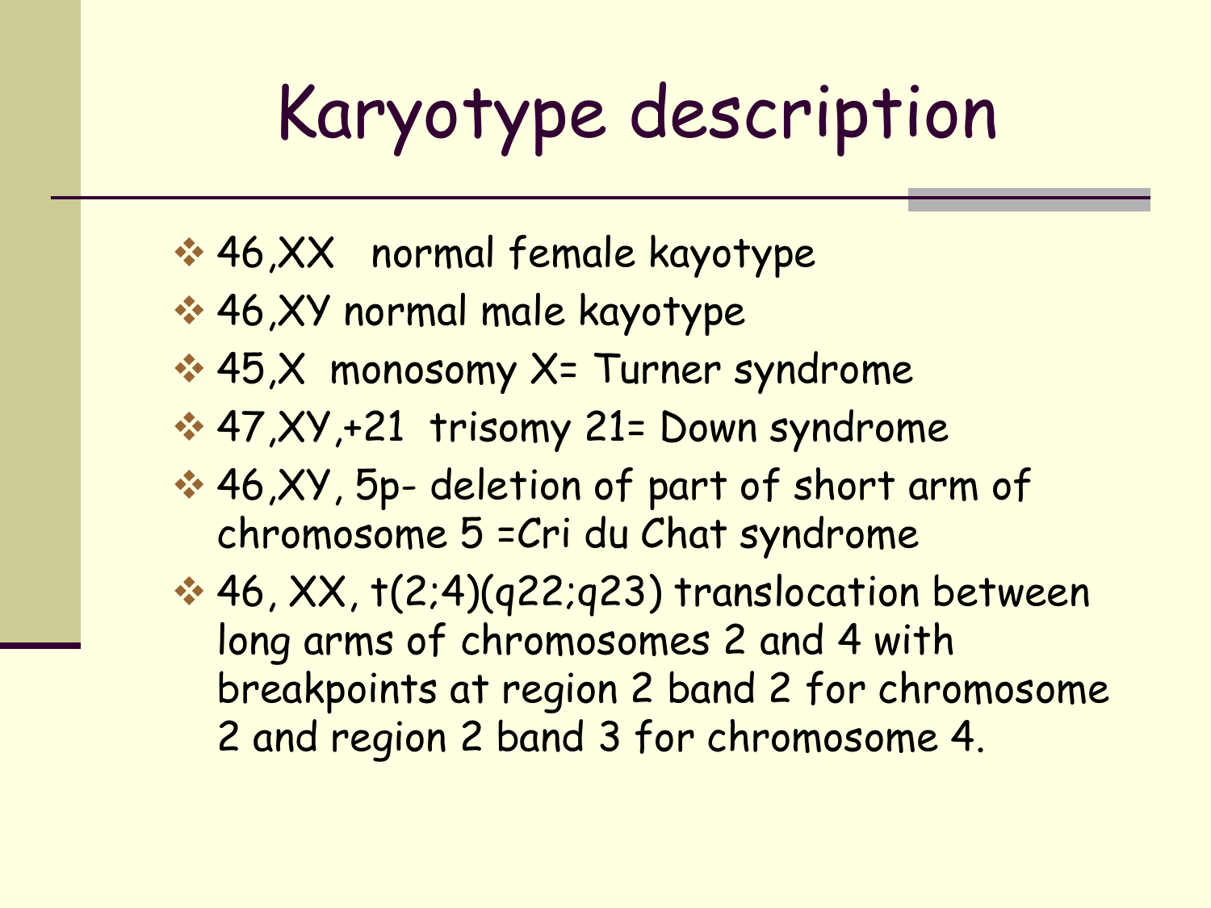# Karyotype description

- 46,XX normal female kayotype
- 46,XY normal male kayotype
- 45,X monosomy X= Turner syndrome
- 47,XY,+21 trisomy 21= Down syndrome
- 46,XY, 5p- deletion of part of short arm of chromosome 5 =Cri du Chat syndrome
- 46, XX, t(2;4)(q22;q23) translocation between long arms of chromosomes 2 and 4 with breakpoints at region 2 band 2 for chromosome 2 and region 2 band 3 for chromosome 4.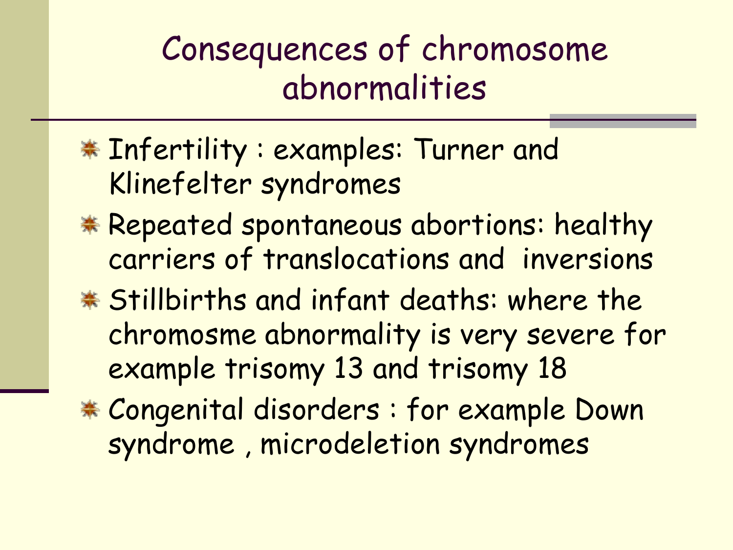# Consequences of chromosome abnormalities

- Infertility : examples: Turner and Klinefelter syndromes
- Repeated spontaneous abortions: healthy carriers of translocations and inversions
- Stillbirths and infant deaths: where the chromosme abnormality is very severe for example trisomy 13 and trisomy 18
- Congenital disorders : for example Down syndrome , microdeletion syndromes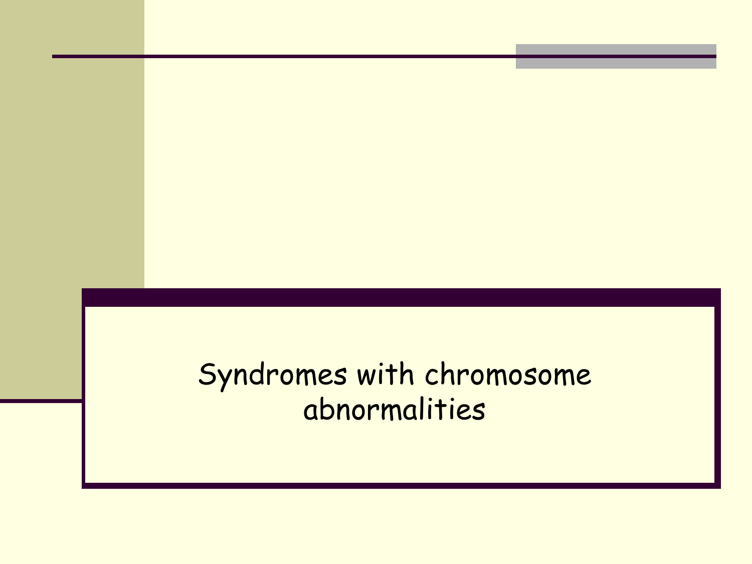# Syndromes with chromosome abnormalities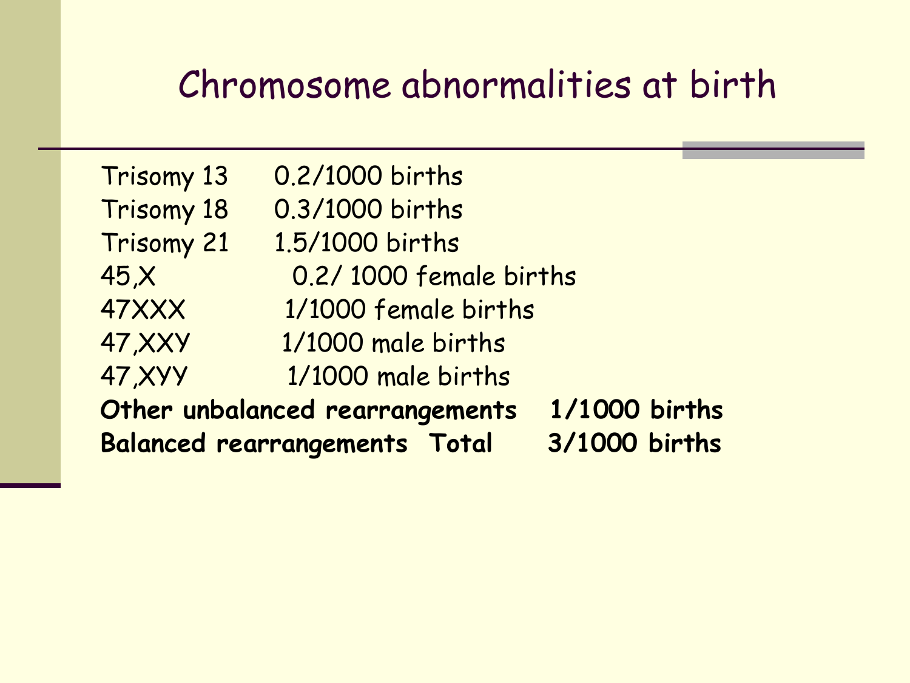# Chromosome abnormalities at birth

| | |
|---|---|
| Trisomy 13 | 0.2/1000 births |
| Trisomy 18 | 0.3/1000 births |
| Trisomy 21 | 1.5/1000 births |
| 45,X | 0.2/ 1000 female births |
| 47XXX | 1/1000 female births |
| 47,XXY | 1/1000 male births |
| 47,XYY | 1/1000 male births |
| **Other unbalanced rearrangements** | **1/1000 births** |
| **Balanced rearrangements Total** | **3/1000 births** |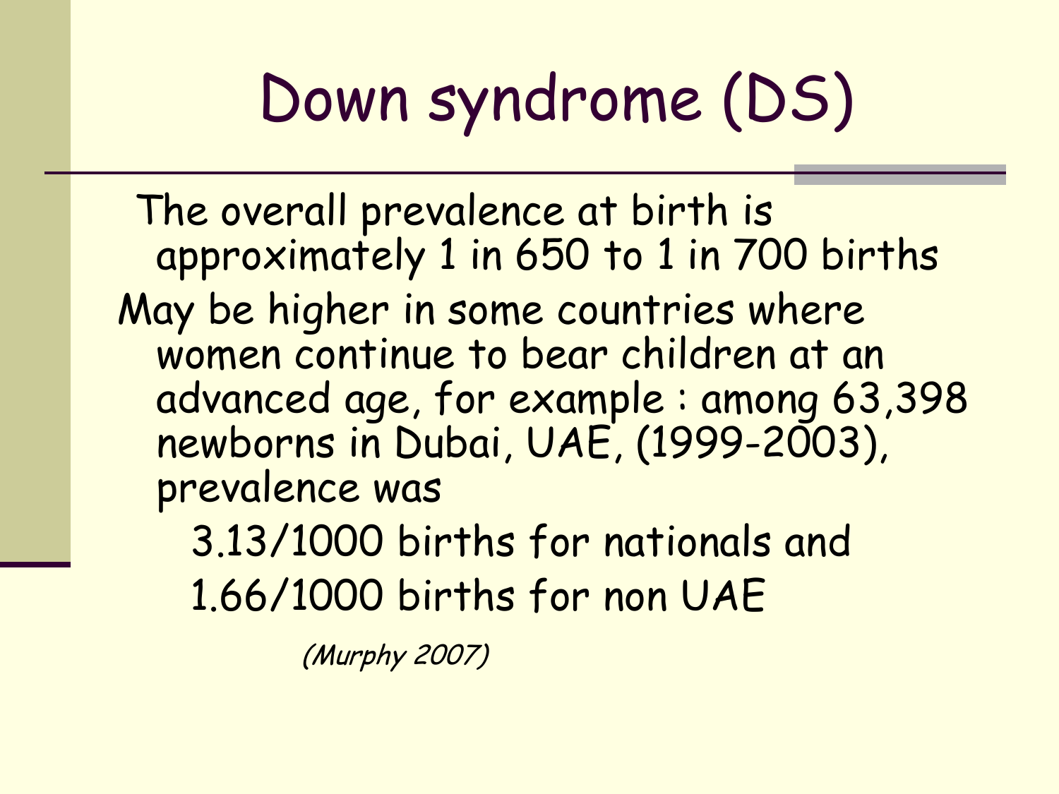# Down syndrome (DS)

The overall prevalence at birth is approximately 1 in 650 to 1 in 700 births

May be higher in some countries where women continue to bear children at an advanced age, for example : among 63,398 newborns in Dubai, UAE, (1999-2003), prevalence was

3.13/1000 births for nationals and

1.66/1000 births for non UAE

*(Murphy 2007)*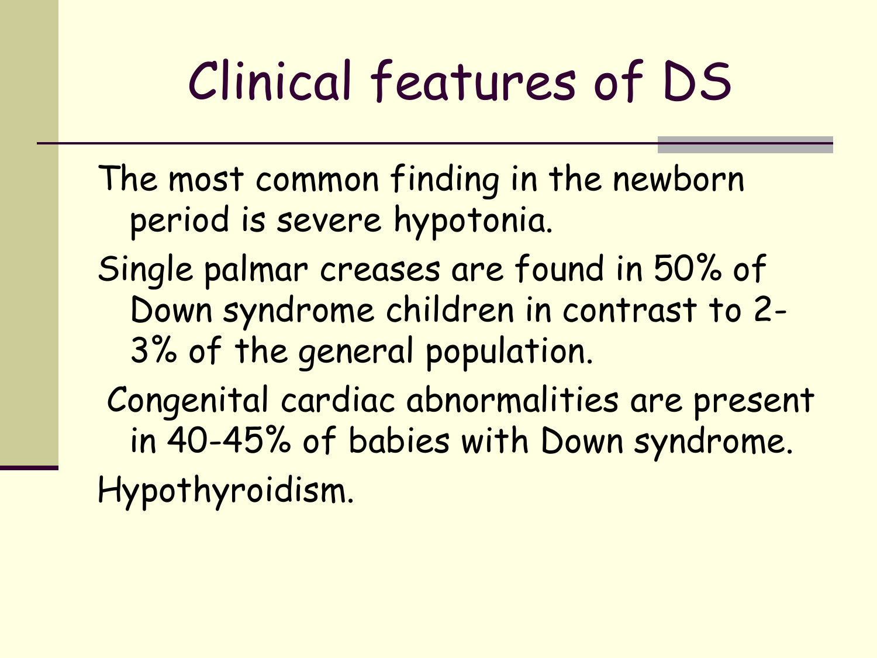# Clinical features of DS

The most common finding in the newborn period is severe hypotonia.

Single palmar creases are found in 50% of Down syndrome children in contrast to 2-3% of the general population.

Congenital cardiac abnormalities are present in 40-45% of babies with Down syndrome.

Hypothyroidism.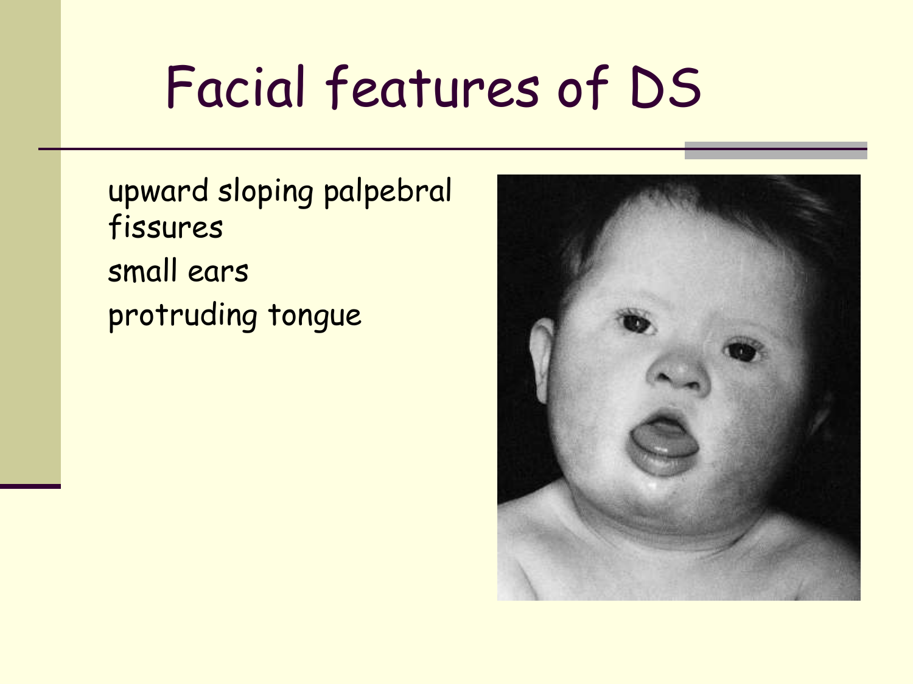# Facial features of DS

- upward sloping palpebral fissures
- small ears
- protruding tongue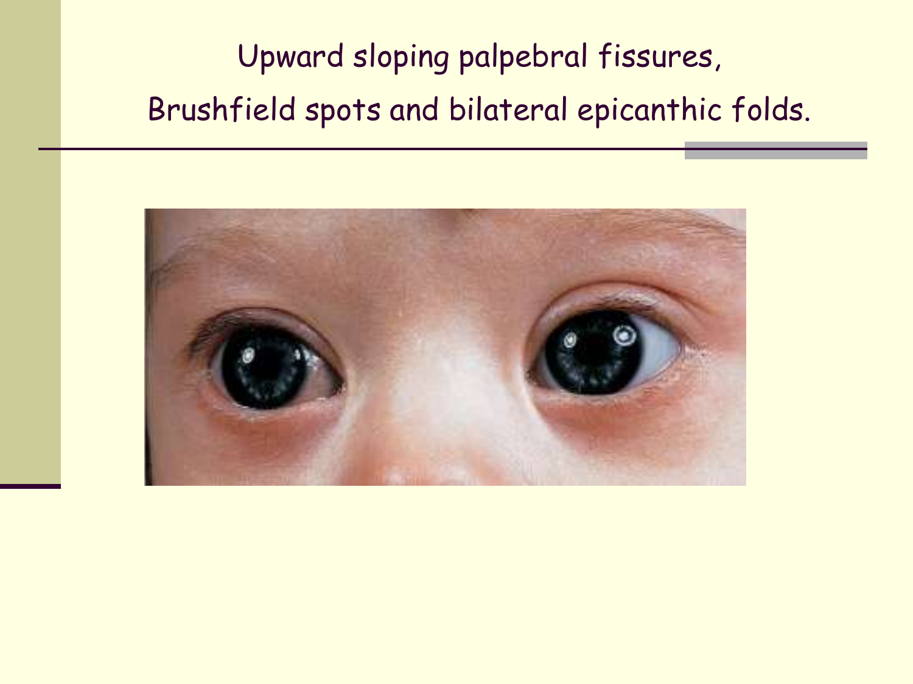# Upward sloping palpebral fissures, Brushfield spots and bilateral epicanthic folds.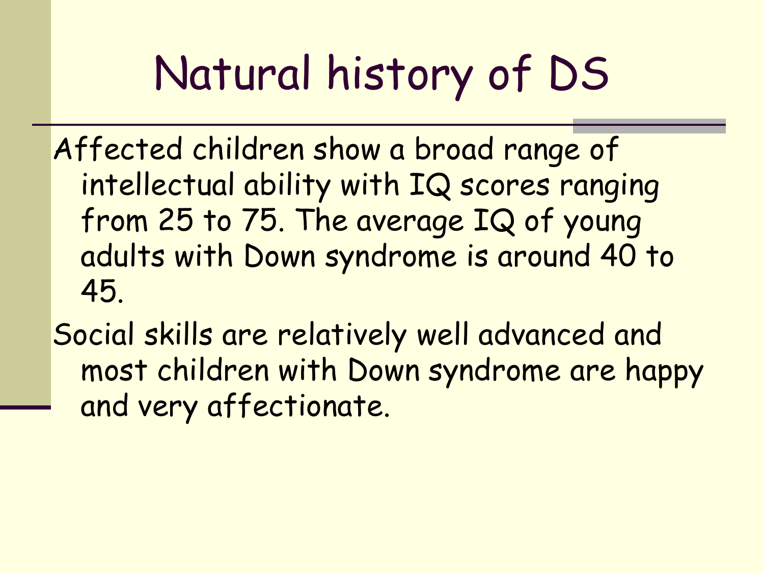# Natural history of DS

Affected children show a broad range of intellectual ability with IQ scores ranging from 25 to 75. The average IQ of young adults with Down syndrome is around 40 to 45.

Social skills are relatively well advanced and most children with Down syndrome are happy and very affectionate.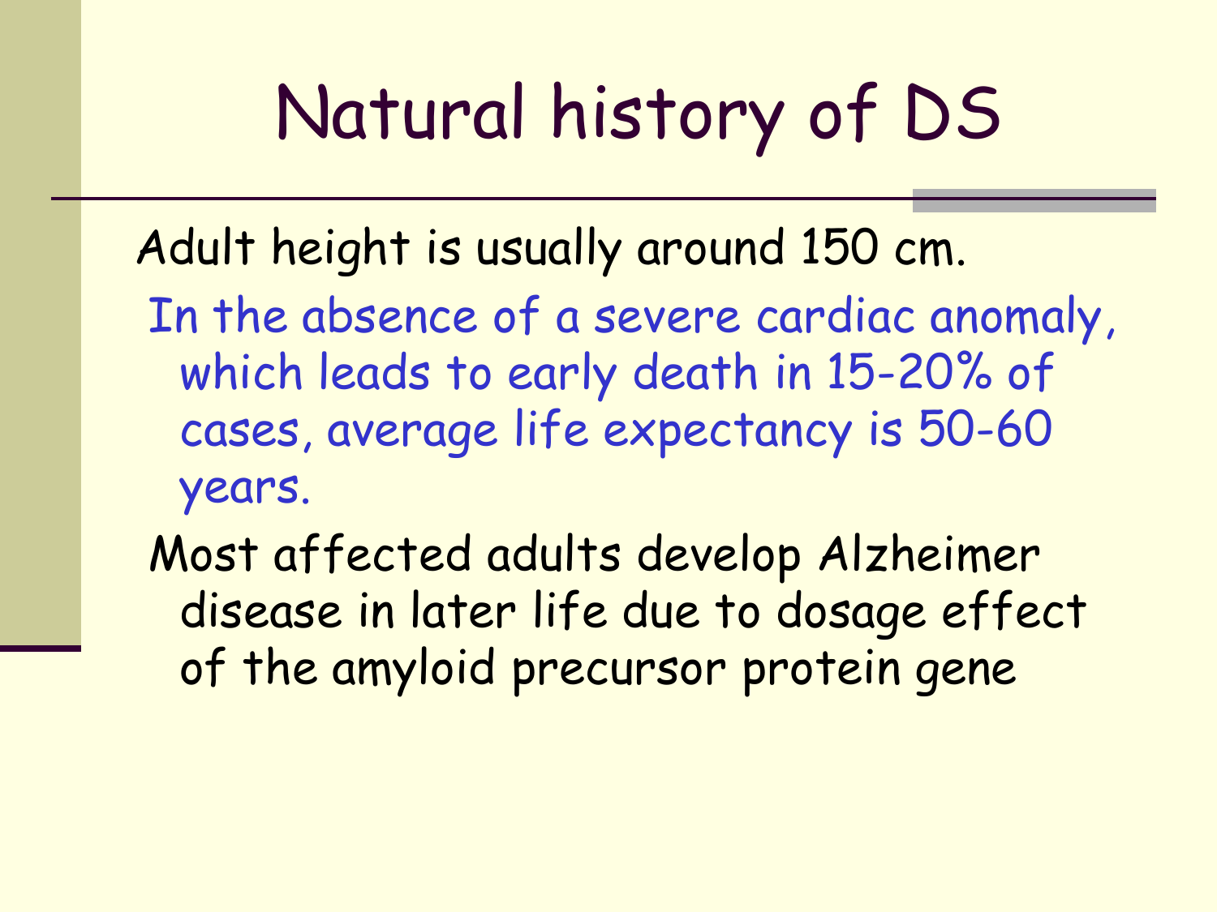# Natural history of DS

Adult height is usually around 150 cm.

In the absence of a severe cardiac anomaly, which leads to early death in 15-20% of cases, average life expectancy is 50-60 years.

Most affected adults develop Alzheimer disease in later life due to dosage effect of the amyloid precursor protein gene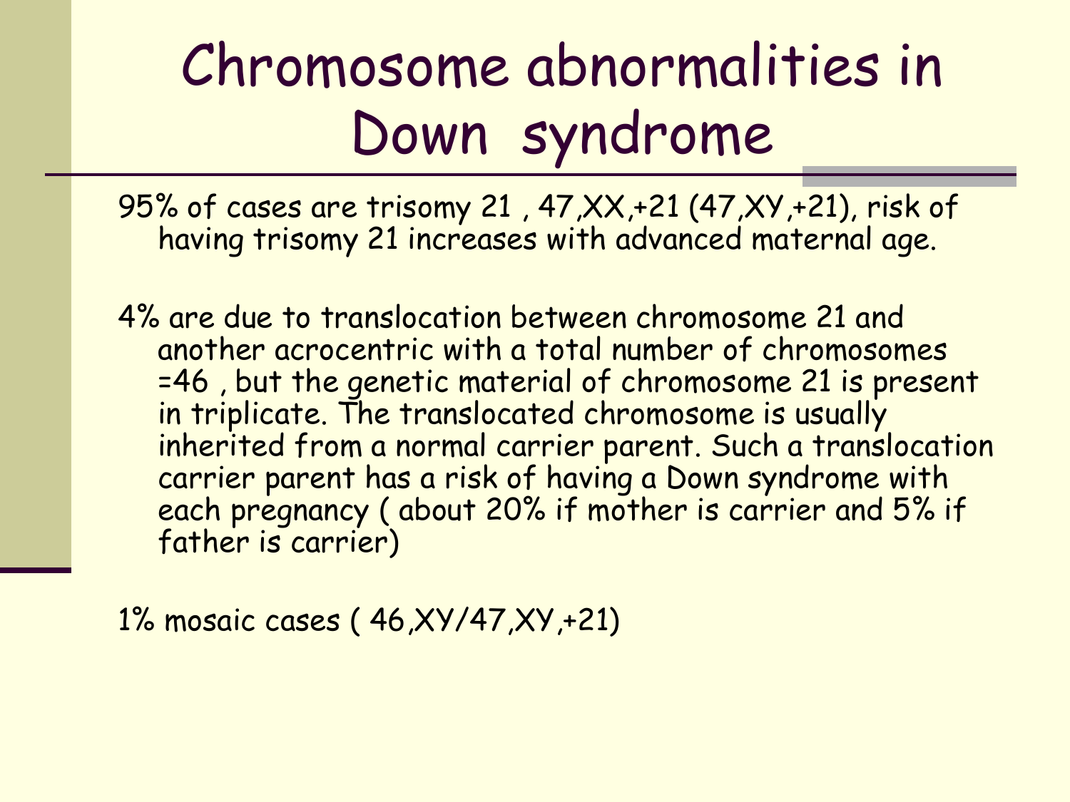# Chromosome abnormalities in Down syndrome

95% of cases are trisomy 21 , 47,XX,+21 (47,XY,+21), risk of having trisomy 21 increases with advanced maternal age.

4% are due to translocation between chromosome 21 and another acrocentric with a total number of chromosomes =46 , but the genetic material of chromosome 21 is present in triplicate. The translocated chromosome is usually inherited from a normal carrier parent. Such a translocation carrier parent has a risk of having a Down syndrome with each pregnancy ( about 20% if mother is carrier and 5% if father is carrier)

1% mosaic cases ( 46,XY/47,XY,+21)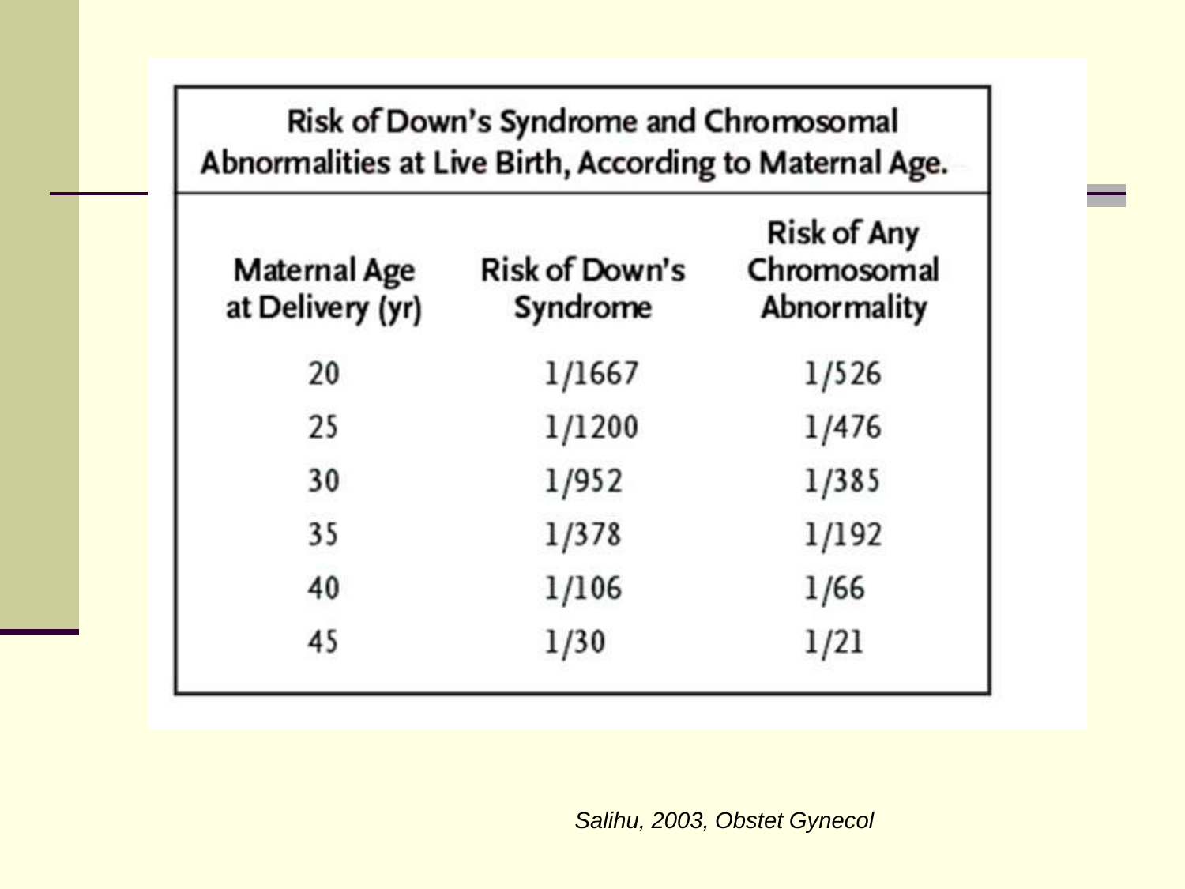**Risk of Down's Syndrome and Chromosomal Abnormalities at Live Birth, According to Maternal Age.**

| Maternal Age at Delivery (yr) | Risk of Down's Syndrome | Risk of Any Chromosomal Abnormality |
|---|---|---|
| 20 | 1/1667 | 1/526 |
| 25 | 1/1200 | 1/476 |
| 30 | 1/952 | 1/385 |
| 35 | 1/378 | 1/192 |
| 40 | 1/106 | 1/66 |
| 45 | 1/30 | 1/21 |

*Salihu, 2003, Obstet Gynecol*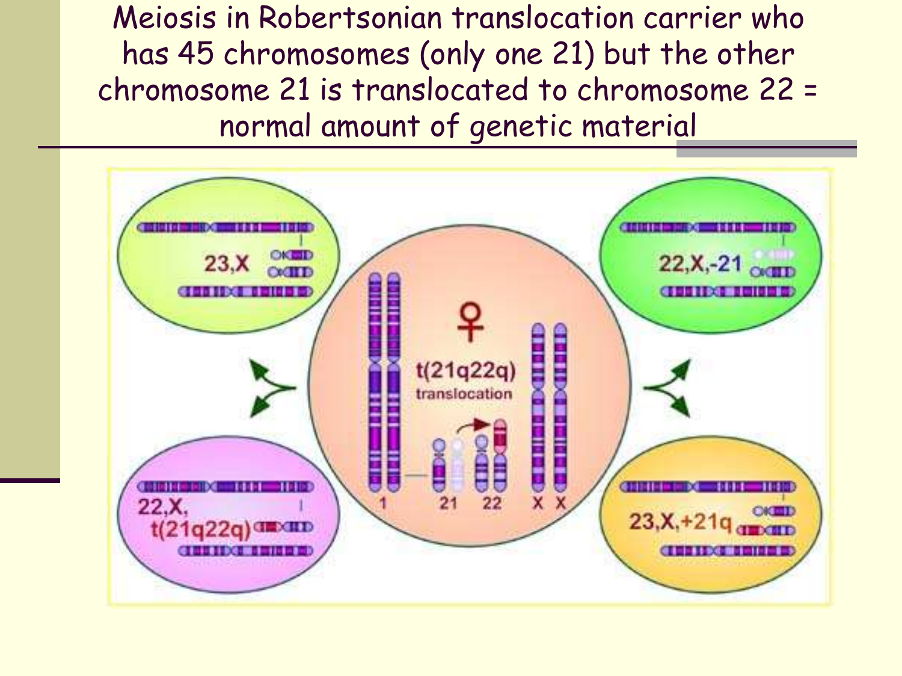# Meiosis in Robertsonian translocation carrier who has 45 chromosomes (only one 21) but the other chromosome 21 is translocated to chromosome 22 = normal amount of genetic material

♀ t(21q22q) translocation

1 21 22 X X

23,X

22,X,-21

22,X, t(21q22q)

23,X,+21q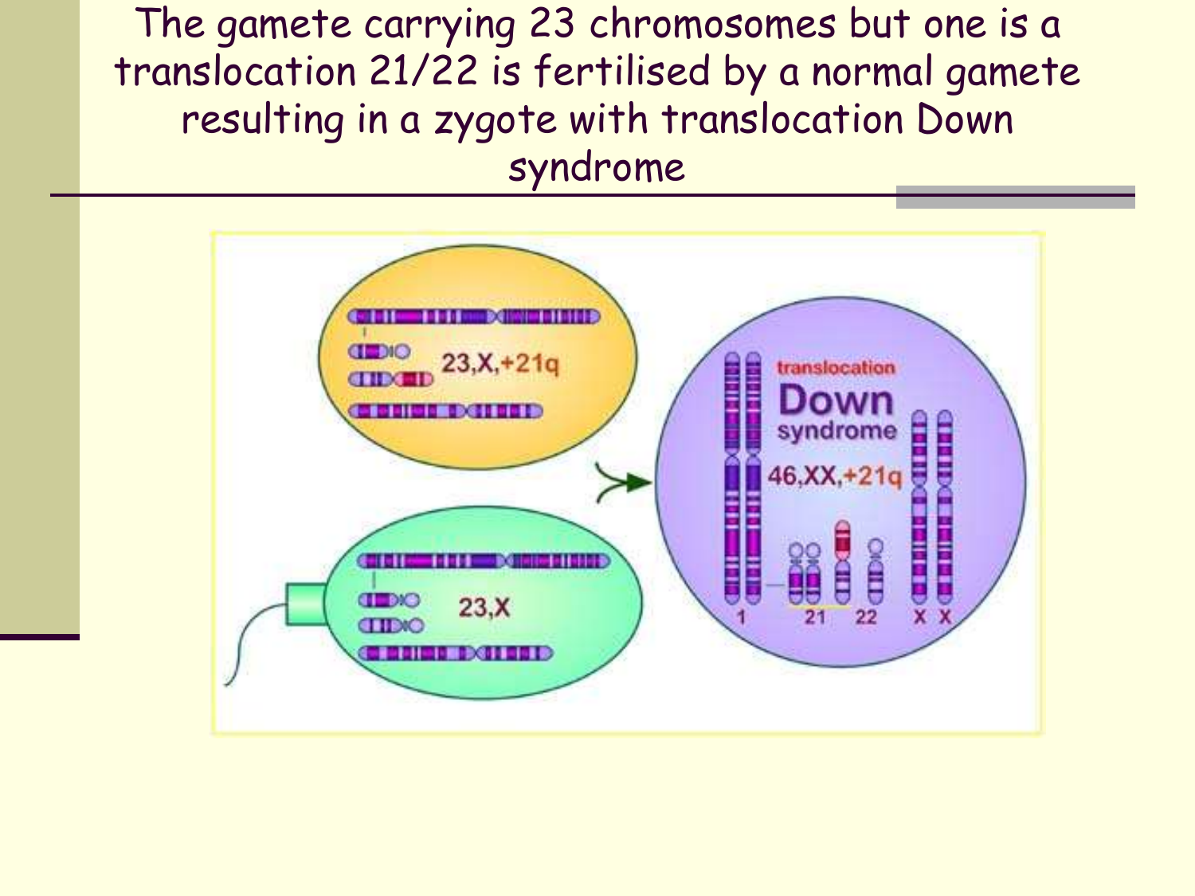# The gamete carrying 23 chromosomes but one is a translocation 21/22 is fertilised by a normal gamete resulting in a zygote with translocation Down syndrome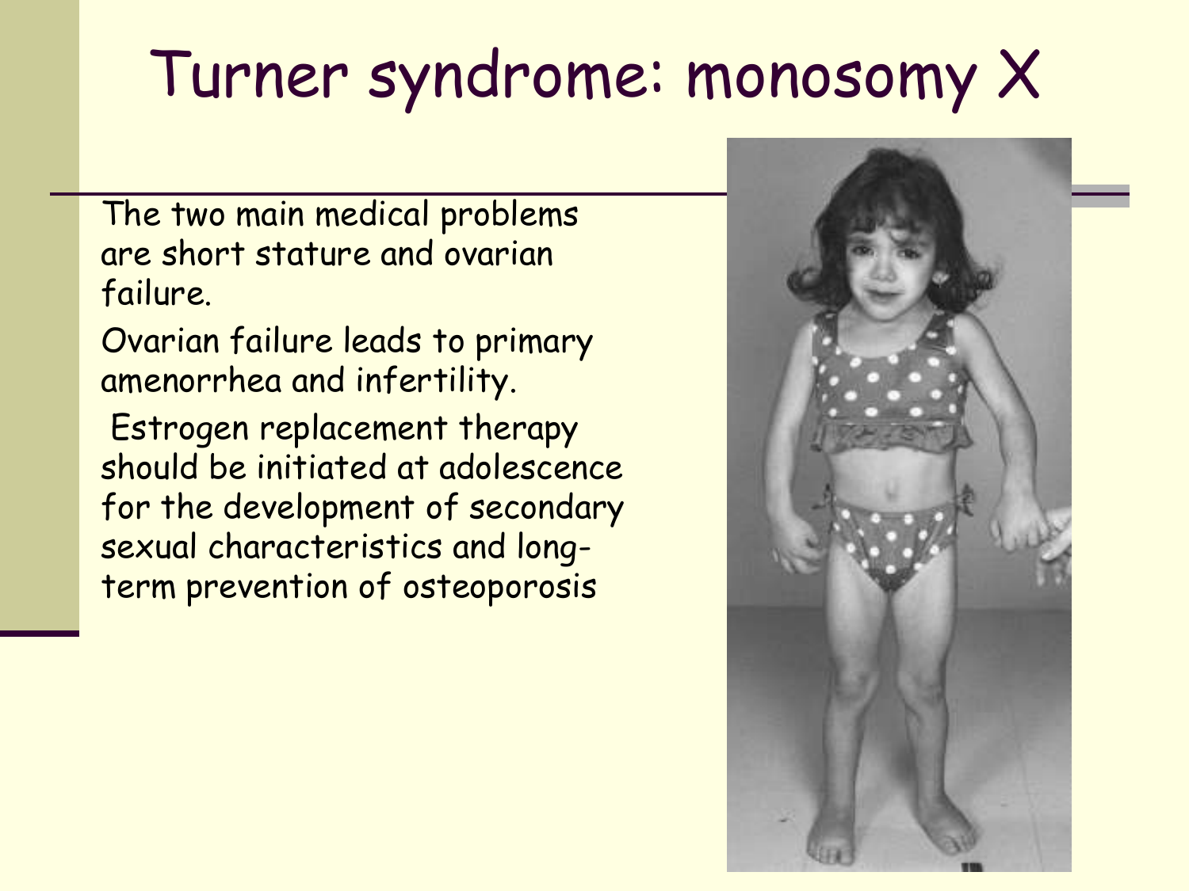# Turner syndrome: monosomy X

The two main medical problems are short stature and ovarian failure.

Ovarian failure leads to primary amenorrhea and infertility.

Estrogen replacement therapy should be initiated at adolescence for the development of secondary sexual characteristics and long-term prevention of osteoporosis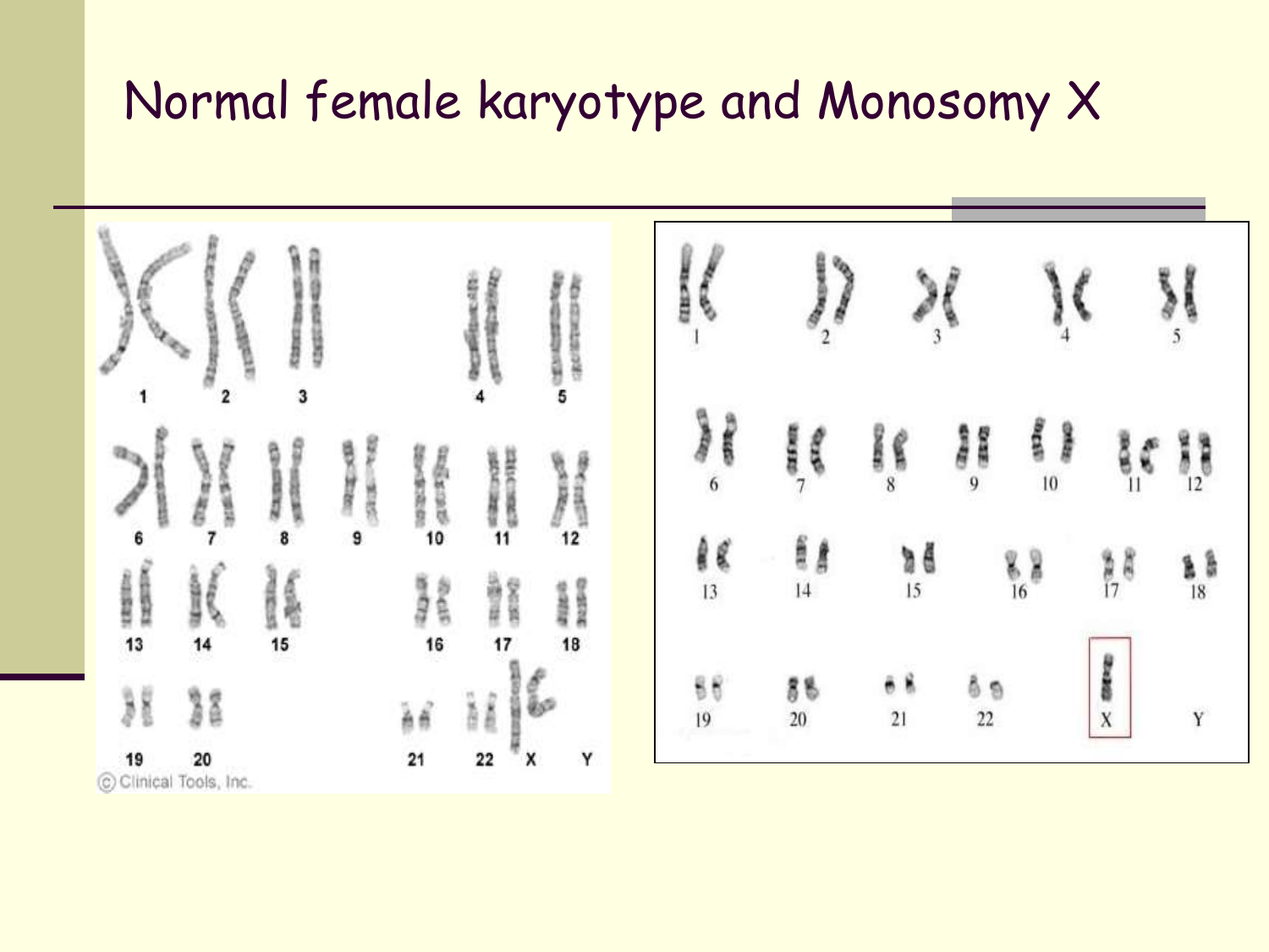# Normal female karyotype and Monosomy X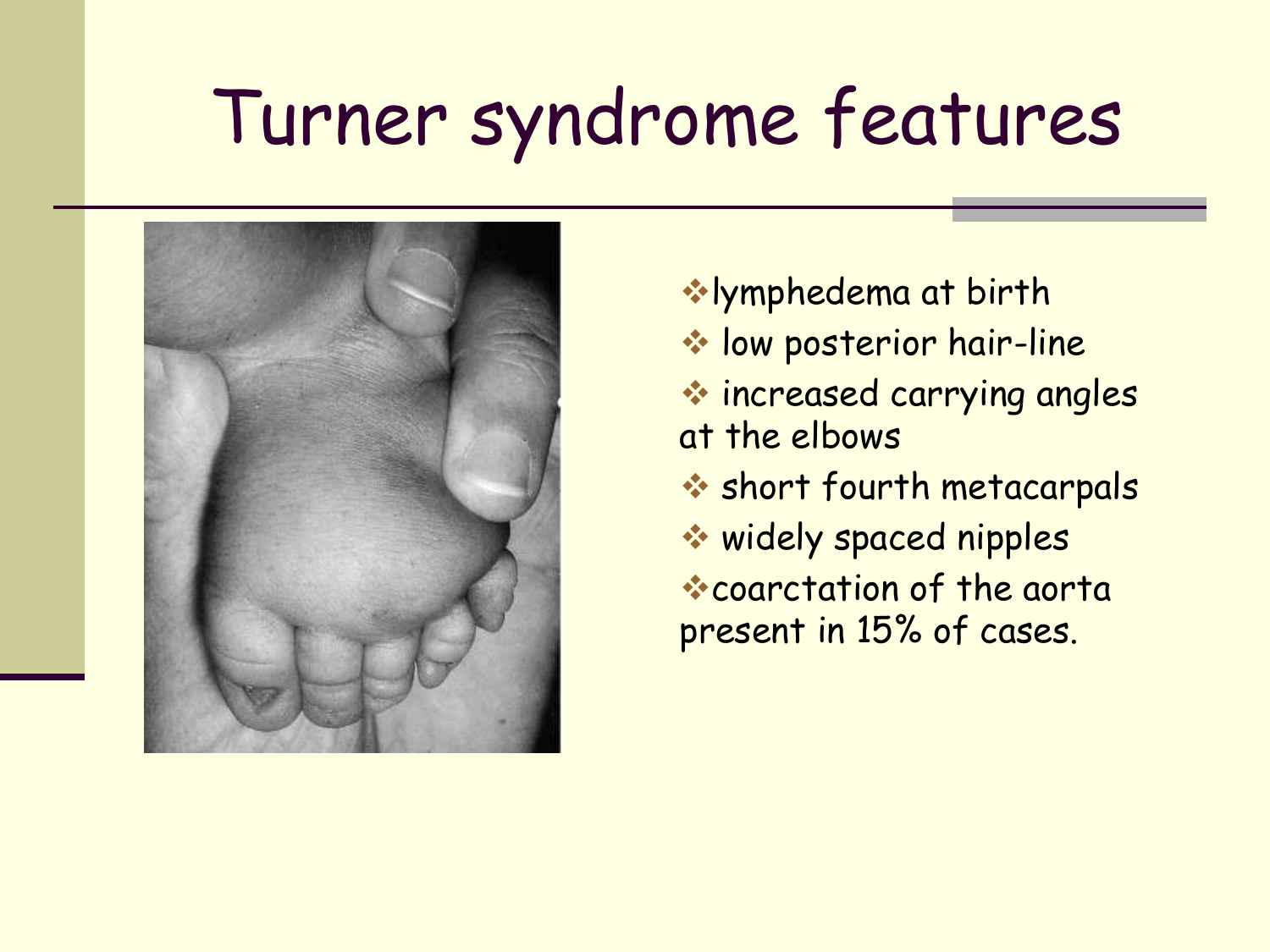# Turner syndrome features

- lymphedema at birth
- low posterior hair-line
- increased carrying angles at the elbows
- short fourth metacarpals
- widely spaced nipples
- coarctation of the aorta present in 15% of cases.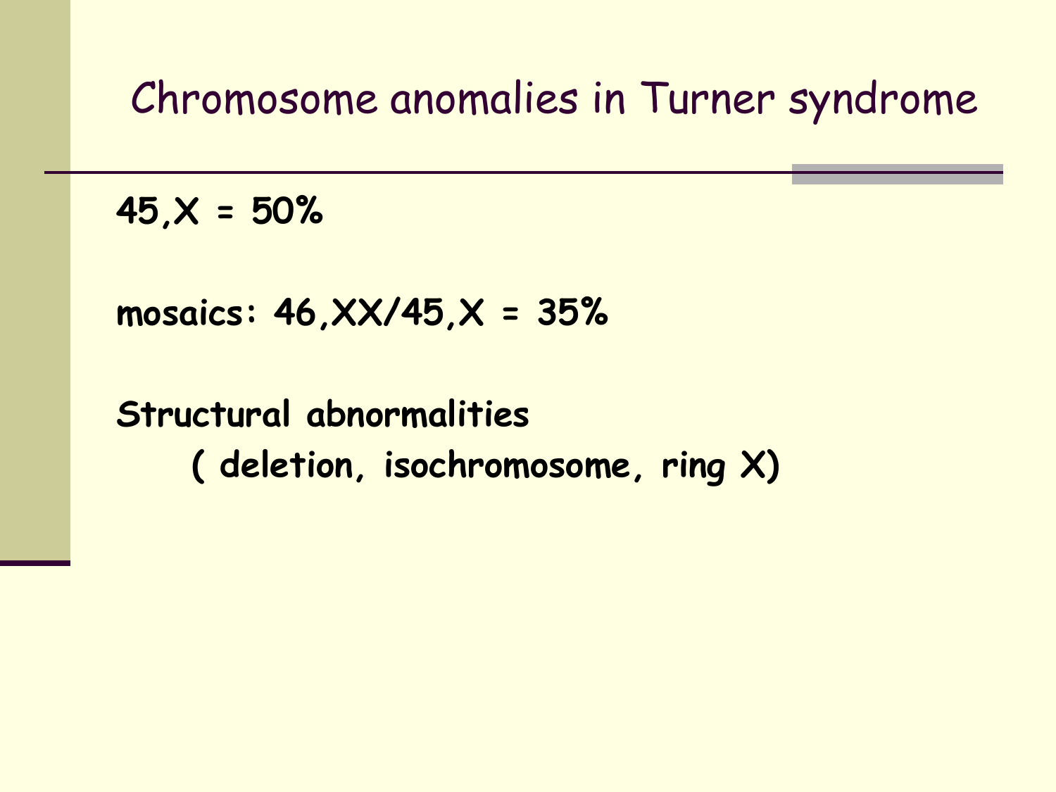# Chromosome anomalies in Turner syndrome

**45,X = 50%**

**mosaics: 46,XX/45,X = 35%**

**Structural abnormalities**
**( deletion, isochromosome, ring X)**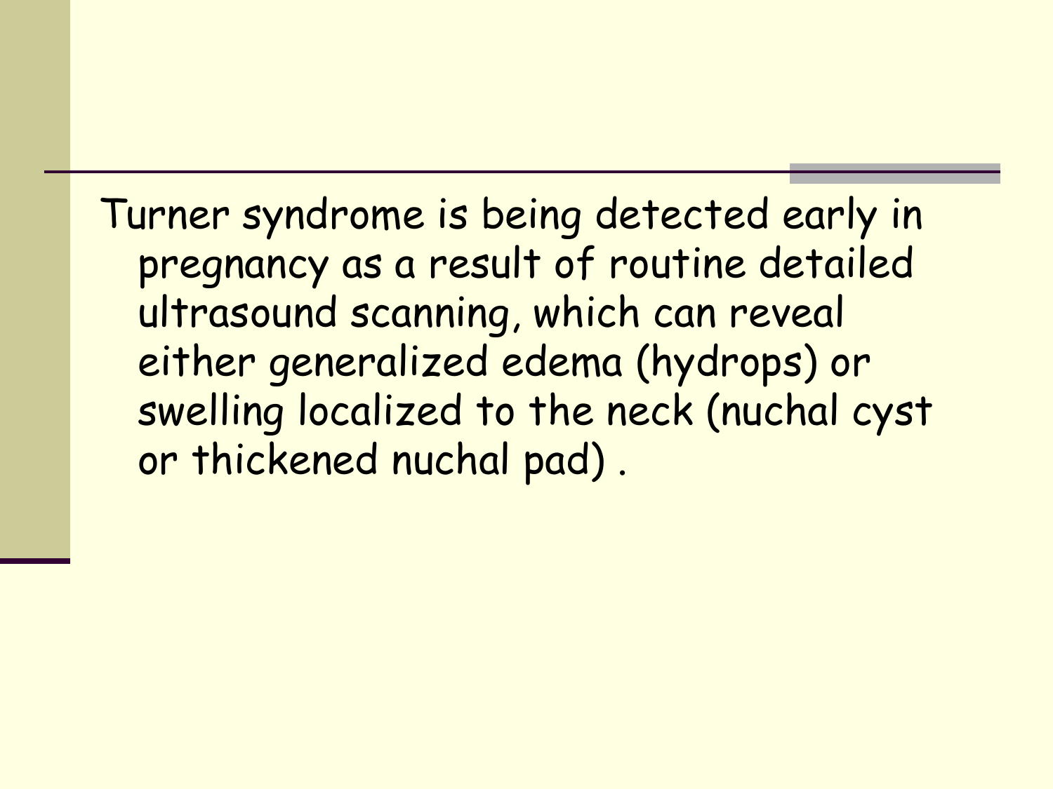Turner syndrome is being detected early in pregnancy as a result of routine detailed ultrasound scanning, which can reveal either generalized edema (hydrops) or swelling localized to the neck (nuchal cyst or thickened nuchal pad) .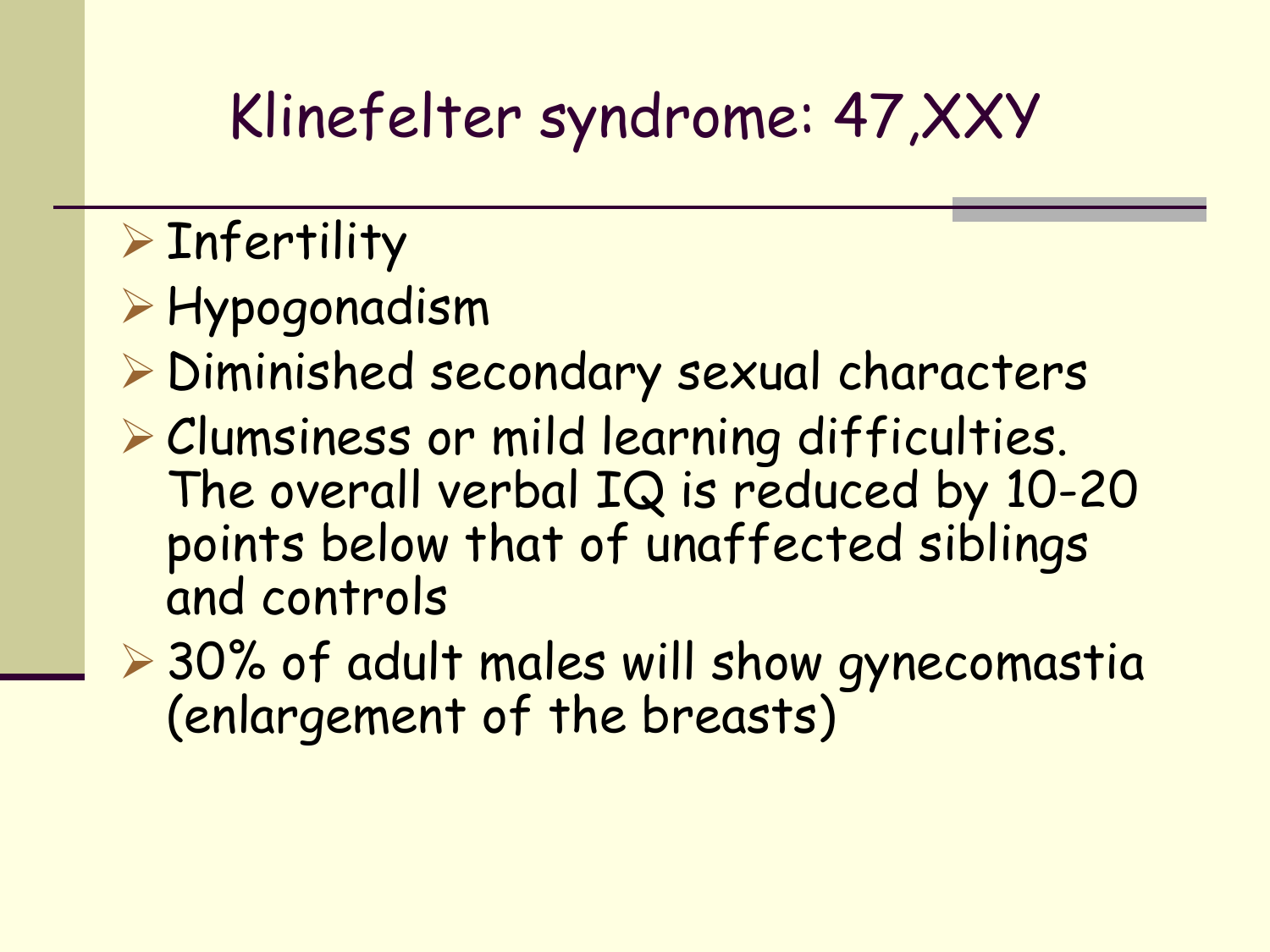# Klinefelter syndrome: 47,XXY

- Infertility
- Hypogonadism
- Diminished secondary sexual characters
- Clumsiness or mild learning difficulties. The overall verbal IQ is reduced by 10-20 points below that of unaffected siblings and controls
- 30% of adult males will show gynecomastia (enlargement of the breasts)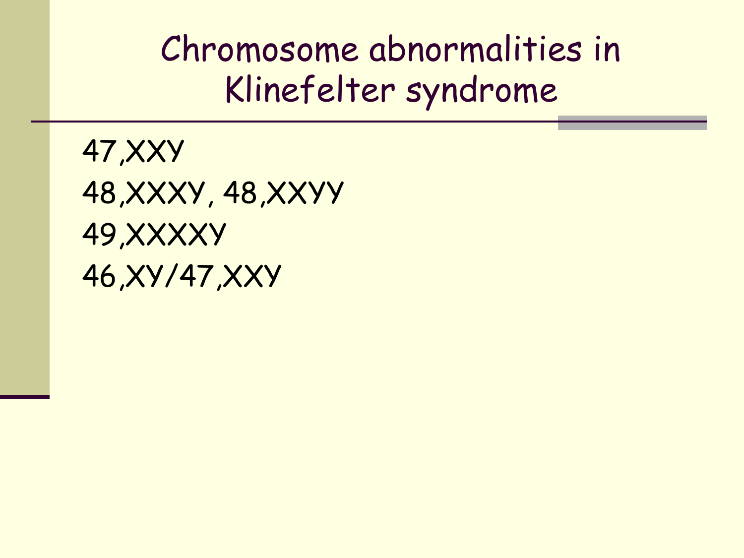# Chromosome abnormalities in Klinefelter syndrome

47,XXY

48,XXXY, 48,XXYY

49,XXXXY

46,XY/47,XXY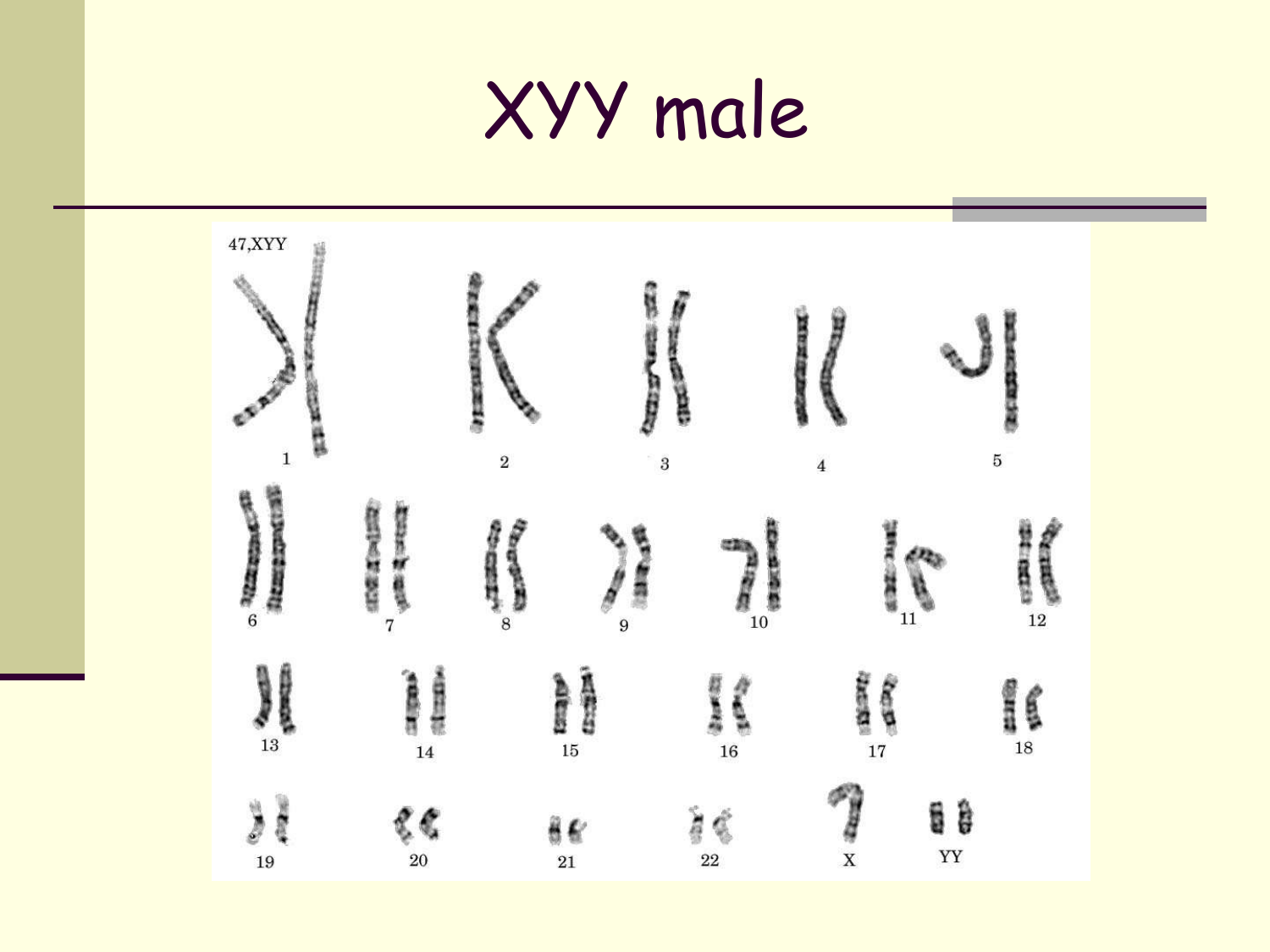# XYY male

47,XYY

1 2 3 4 5

6 7 8 9 10 11 12

13 14 15 16 17 18

19 20 21 22 X YY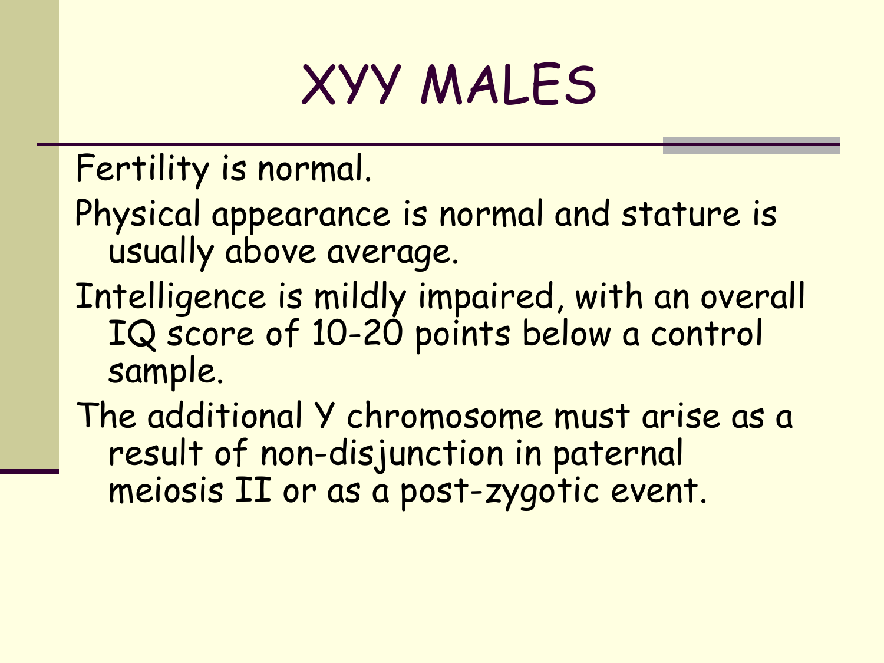# XYY MALES

- Fertility is normal.
- Physical appearance is normal and stature is usually above average.
- Intelligence is mildly impaired, with an overall IQ score of 10-20 points below a control sample.
- The additional Y chromosome must arise as a result of non-disjunction in paternal meiosis II or as a post-zygotic event.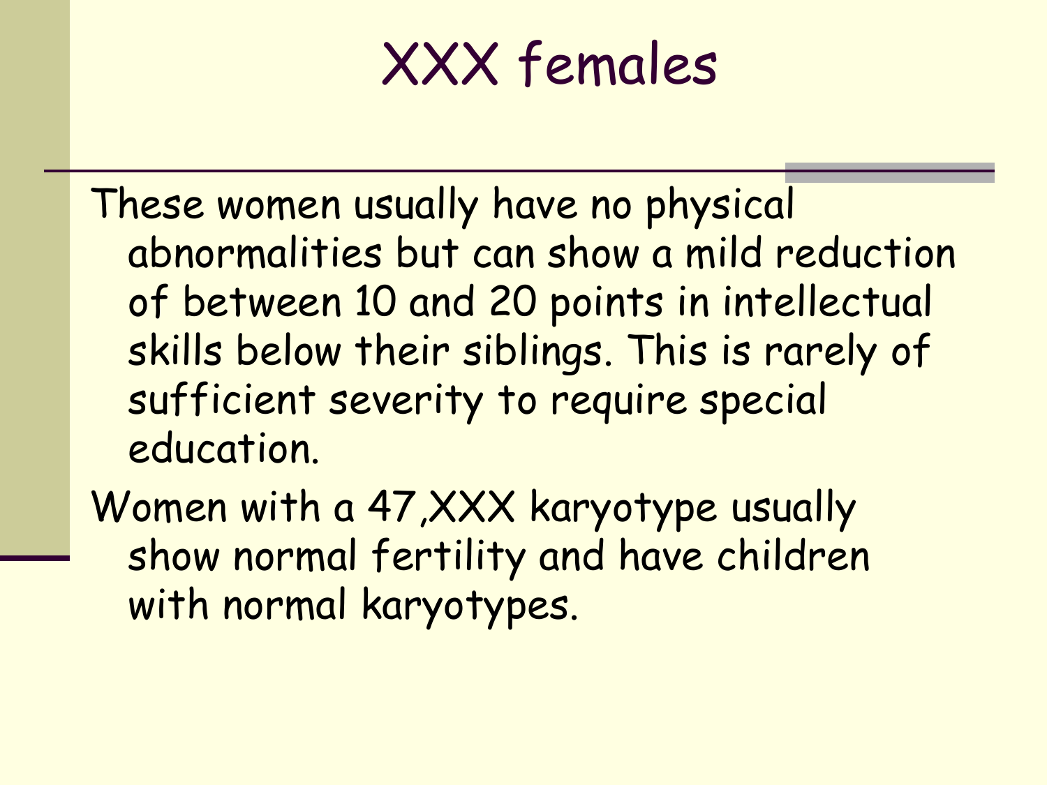# XXX females

These women usually have no physical abnormalities but can show a mild reduction of between 10 and 20 points in intellectual skills below their siblings. This is rarely of sufficient severity to require special education.

Women with a 47,XXX karyotype usually show normal fertility and have children with normal karyotypes.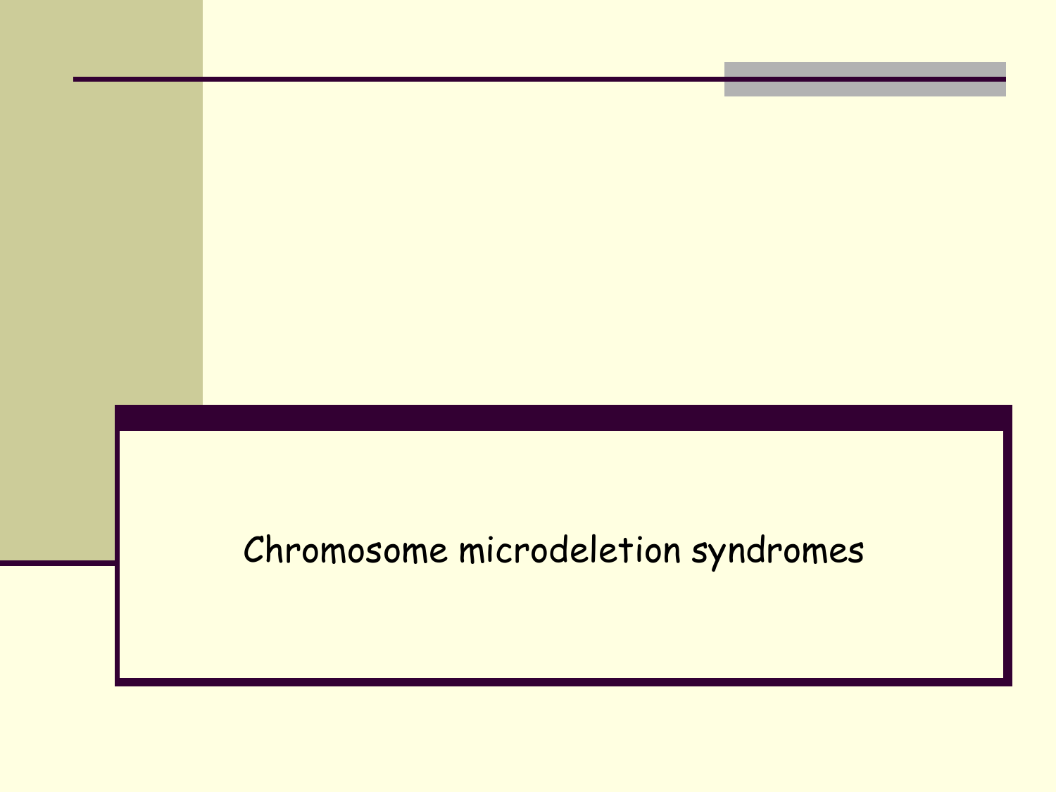# Chromosome microdeletion syndromes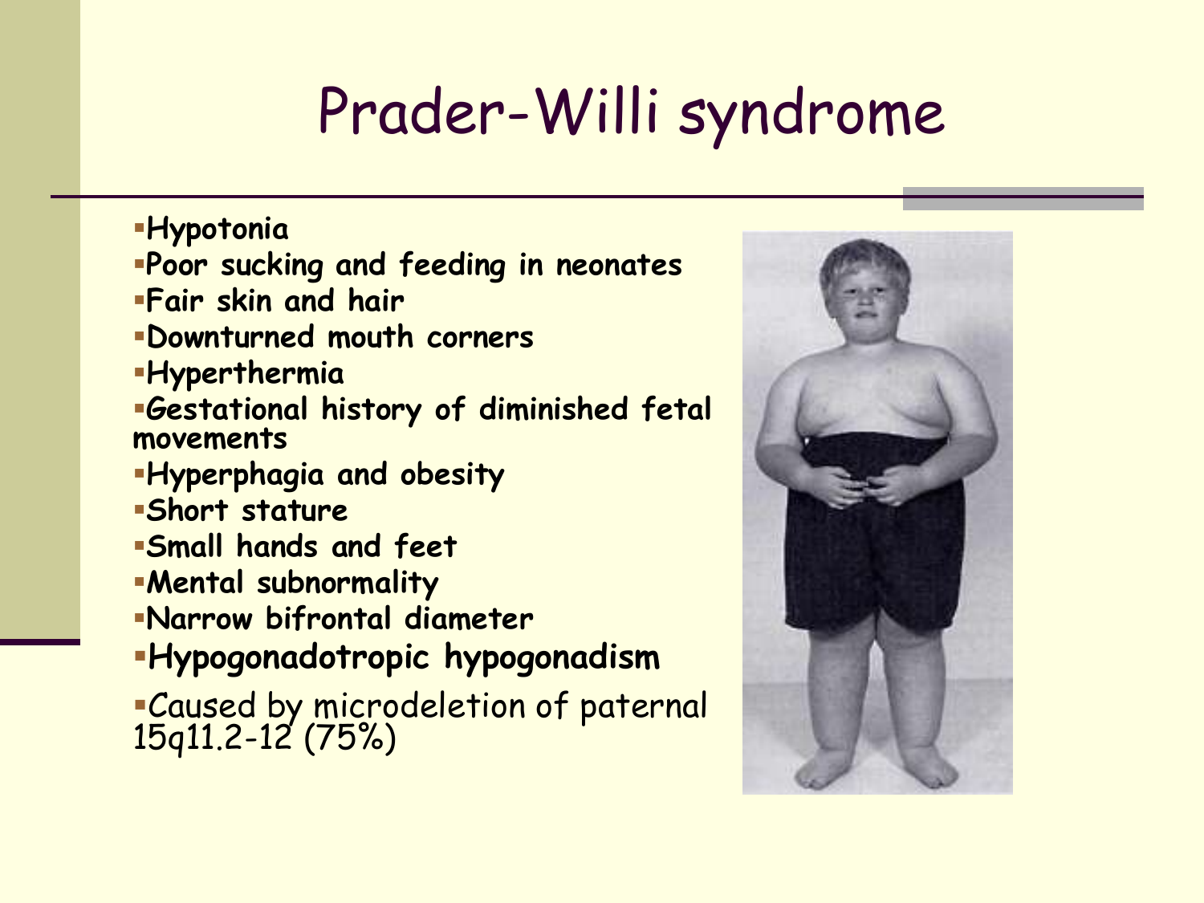# Prader-Willi syndrome

- **Hypotonia**
- **Poor sucking and feeding in neonates**
- **Fair skin and hair**
- **Downturned mouth corners**
- **Hyperthermia**
- **Gestational history of diminished fetal movements**
- **Hyperphagia and obesity**
- **Short stature**
- **Small hands and feet**
- **Mental subnormality**
- **Narrow bifrontal diameter**
- **Hypogonadotropic hypogonadism**
- Caused by microdeletion of paternal 15q11.2-12 (75%)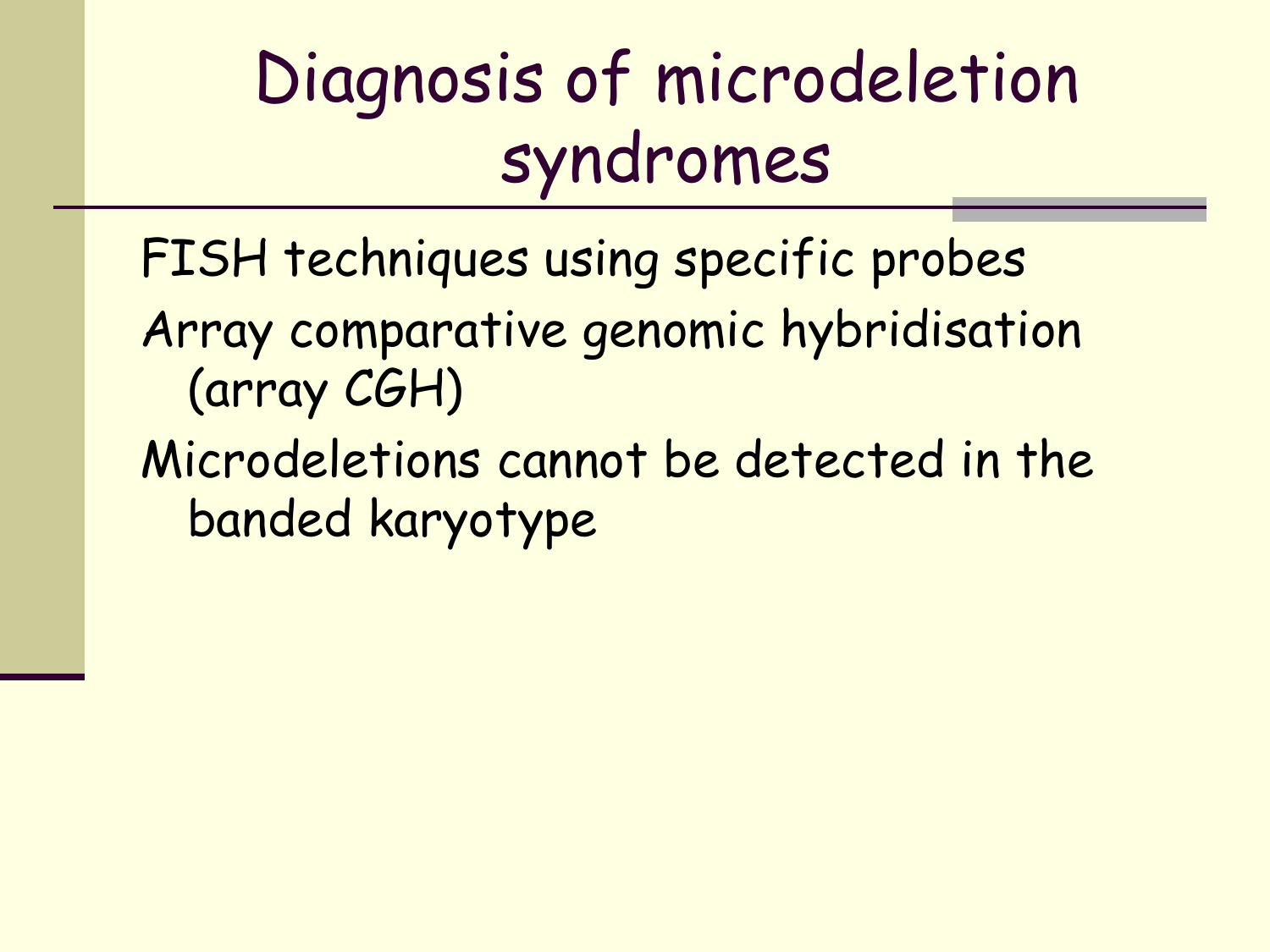# Diagnosis of microdeletion syndromes

- FISH techniques using specific probes
- Array comparative genomic hybridisation (array CGH)
- Microdeletions cannot be detected in the banded karyotype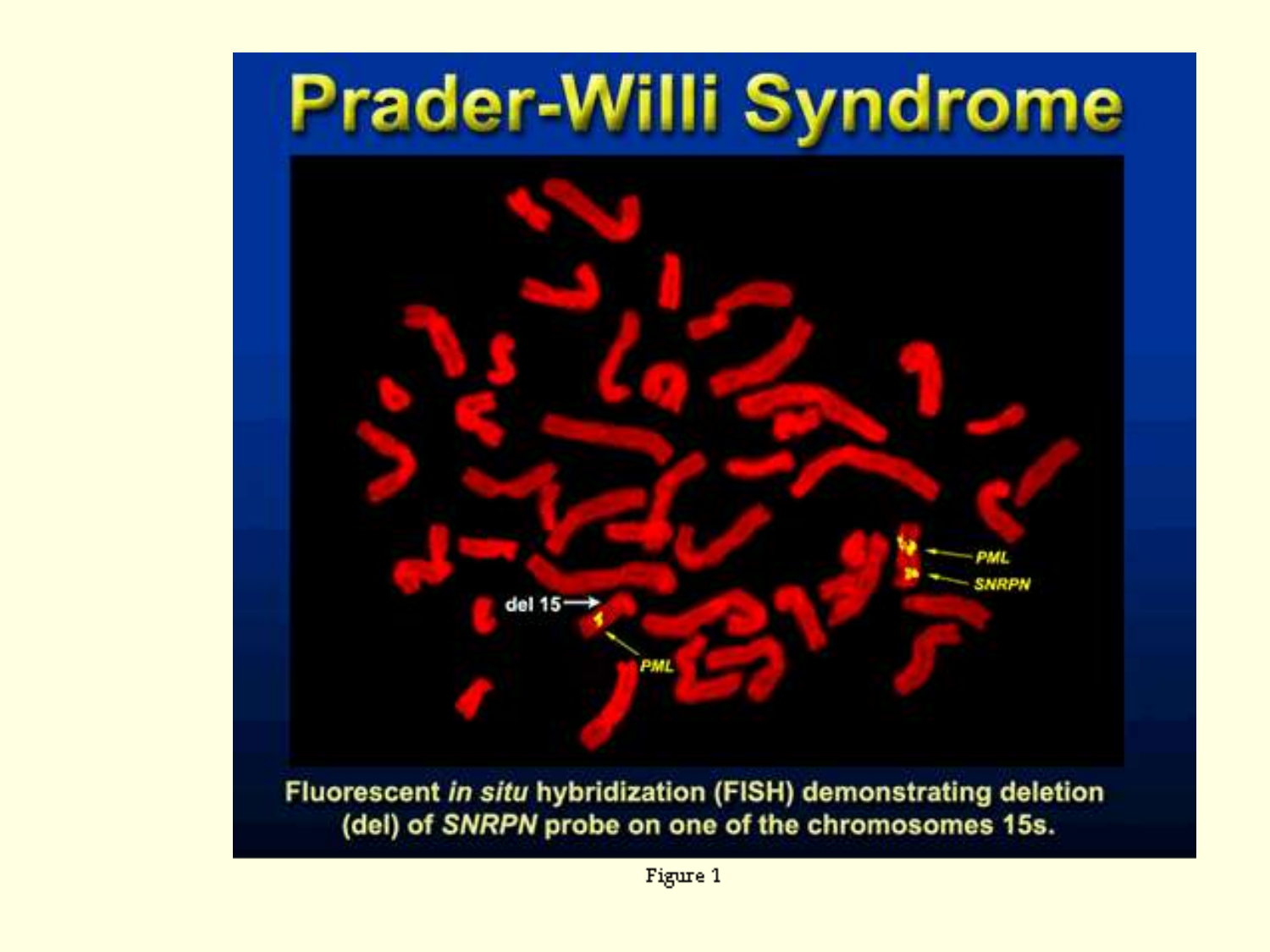# Prader-Willi Syndrome

del 15

PML

SNRPN

Fluorescent *in situ* hybridization (FISH) demonstrating deletion (del) of *SNRPN* probe on one of the chromosomes 15s.

Figure 1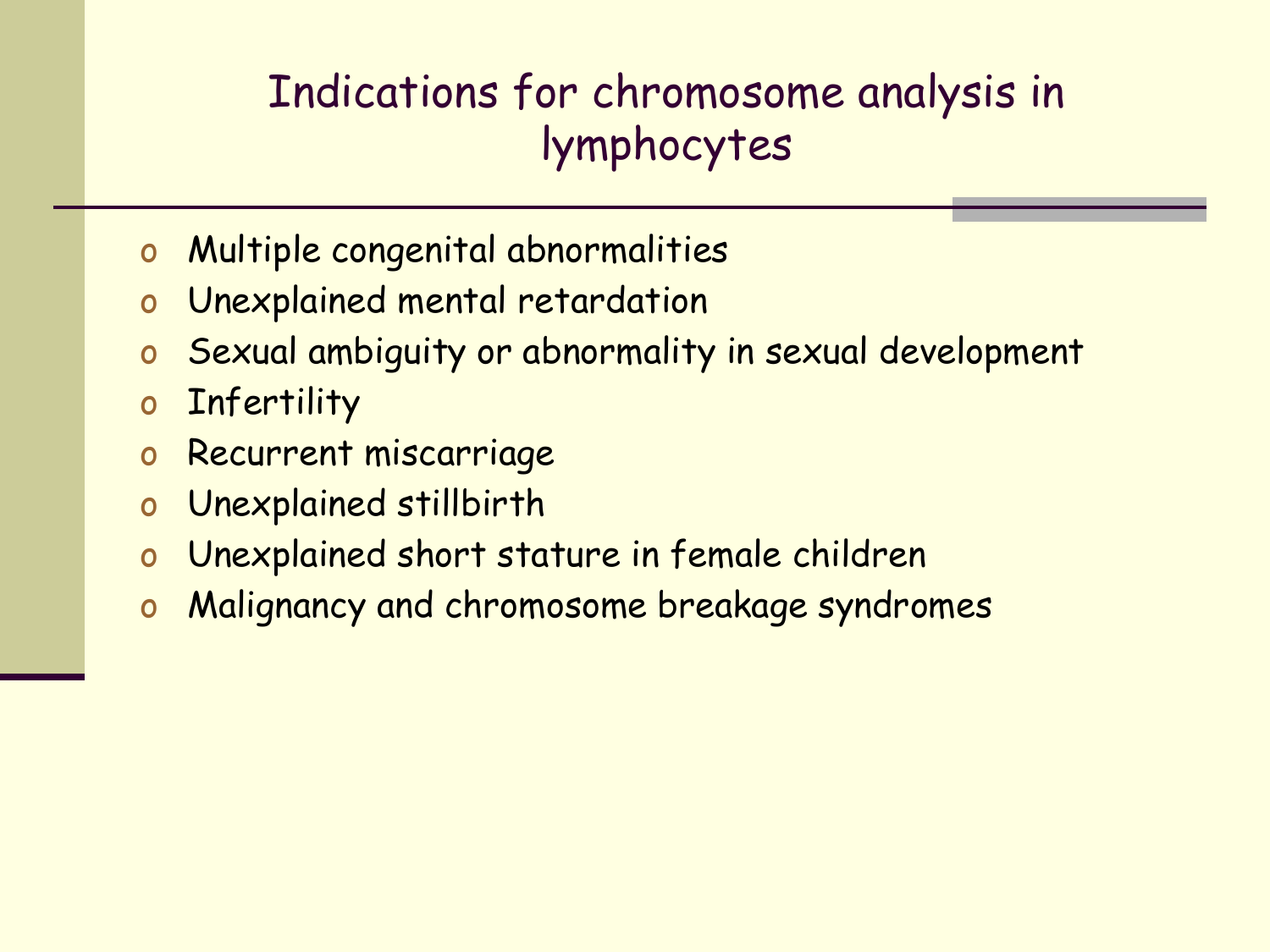# Indications for chromosome analysis in lymphocytes

- Multiple congenital abnormalities
- Unexplained mental retardation
- Sexual ambiguity or abnormality in sexual development
- Infertility
- Recurrent miscarriage
- Unexplained stillbirth
- Unexplained short stature in female children
- Malignancy and chromosome breakage syndromes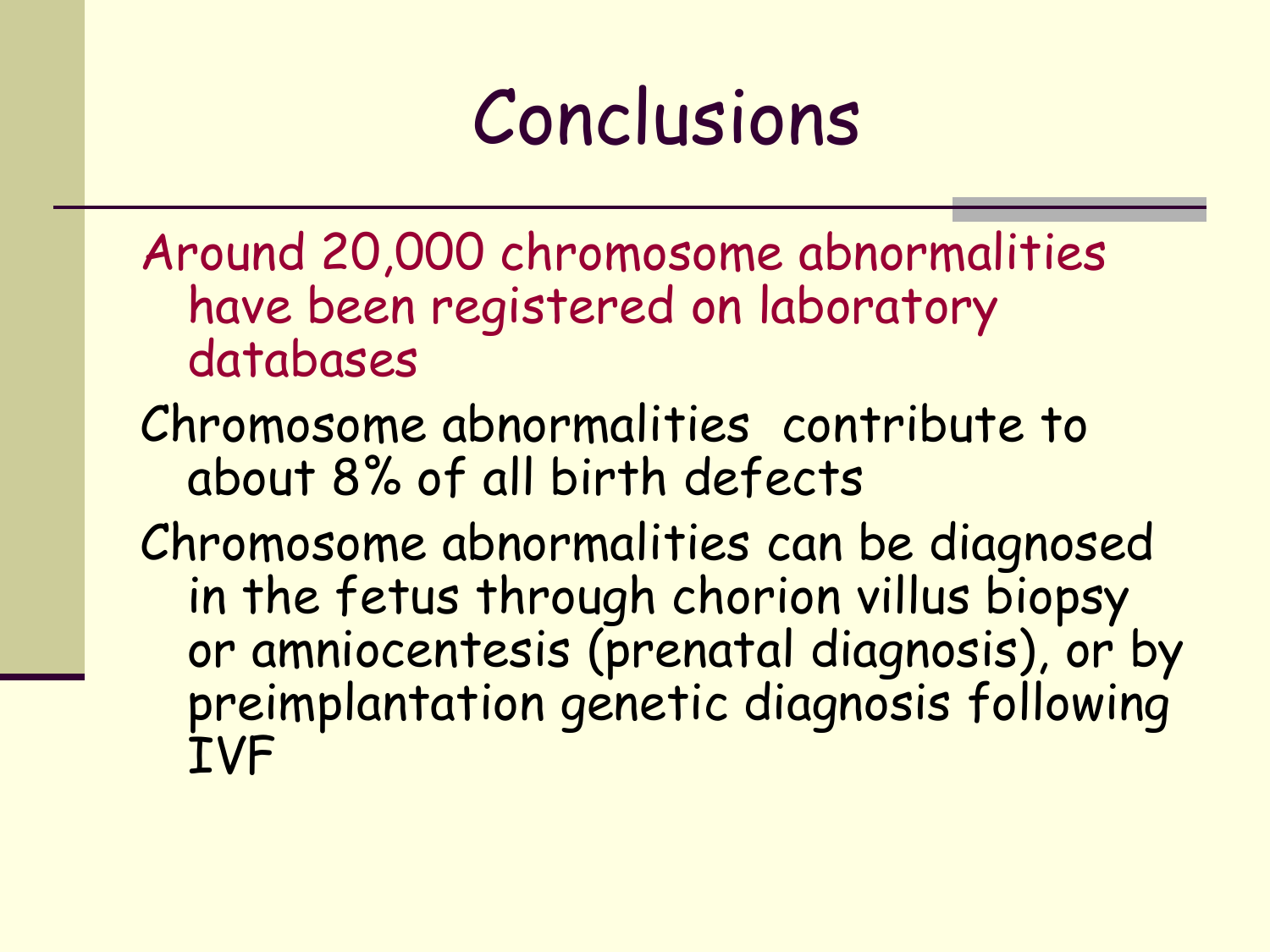# Conclusions

Around 20,000 chromosome abnormalities have been registered on laboratory databases

Chromosome abnormalities contribute to about 8% of all birth defects

Chromosome abnormalities can be diagnosed in the fetus through chorion villus biopsy or amniocentesis (prenatal diagnosis), or by preimplantation genetic diagnosis following IVF